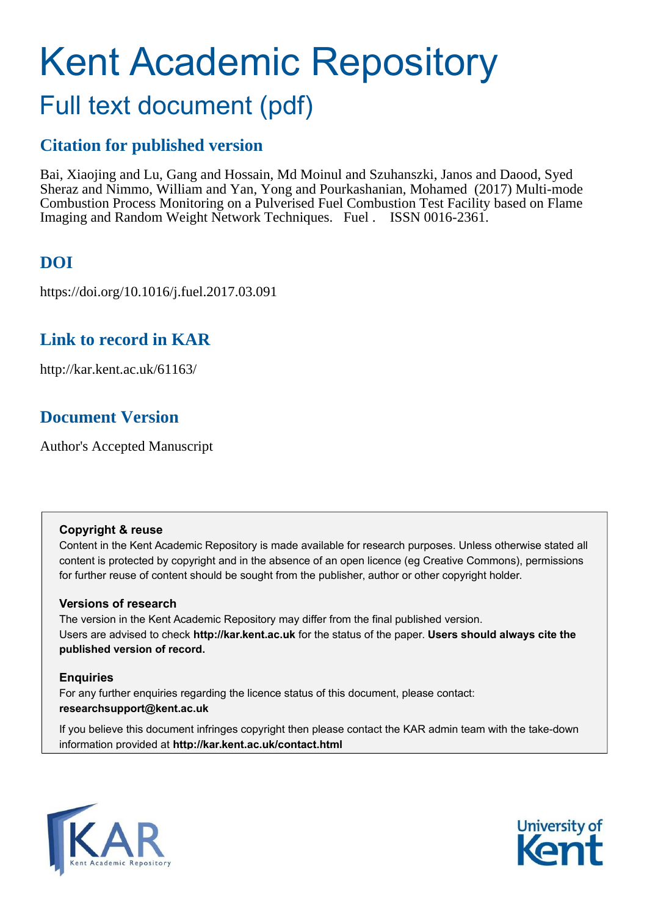# Kent Academic Repository

## Full text document (pdf)

## Citation for published version

Bai, Xiaojing and Lu, Gang and Hossain, Md Moinul and Szuhanszki, Janos and Daood, Syed Sheraz and Nimmo, William and Yan, Yong and Pourkashanian, Mohamed (2017) Multi-mode Combustion Process Monitoring on a Pulverised Fuel Combustion Test Facility based on Flame Imaging and Random Weight Network Techniques. Fuel . ISSN 0016-2361.

## DOI

https://doi.org/10.1016/j.fuel.2017.03.091

## Link to record in KAR

http://kar.kent.ac.uk/61163/

## Document Version

Author's Accepted Manuscript

**Copyright & reuse**

Content in the Kent Academic Repository is made available for research purposes. Unless otherwise stated all content is protected by copyright and in the absence of an open licence (eg Creative Commons), permissions for further reuse of content should be sought from the publisher, author or other copyright holder.

**Versions of research**

The version in the Kent Academic Repository may differ from the final published version. Users are advised to check **http://kar.kent.ac.uk** for the status of the paper. **Users should always cite the published version of record.**

**Enquiries**

For any further enquiries regarding the licence status of this document, please contact: **researchsupport@kent.ac.uk**

If you believe this document infringes copyright then please contact the KAR admin team with the take-down information provided at **http://kar.kent.ac.uk/contact.html**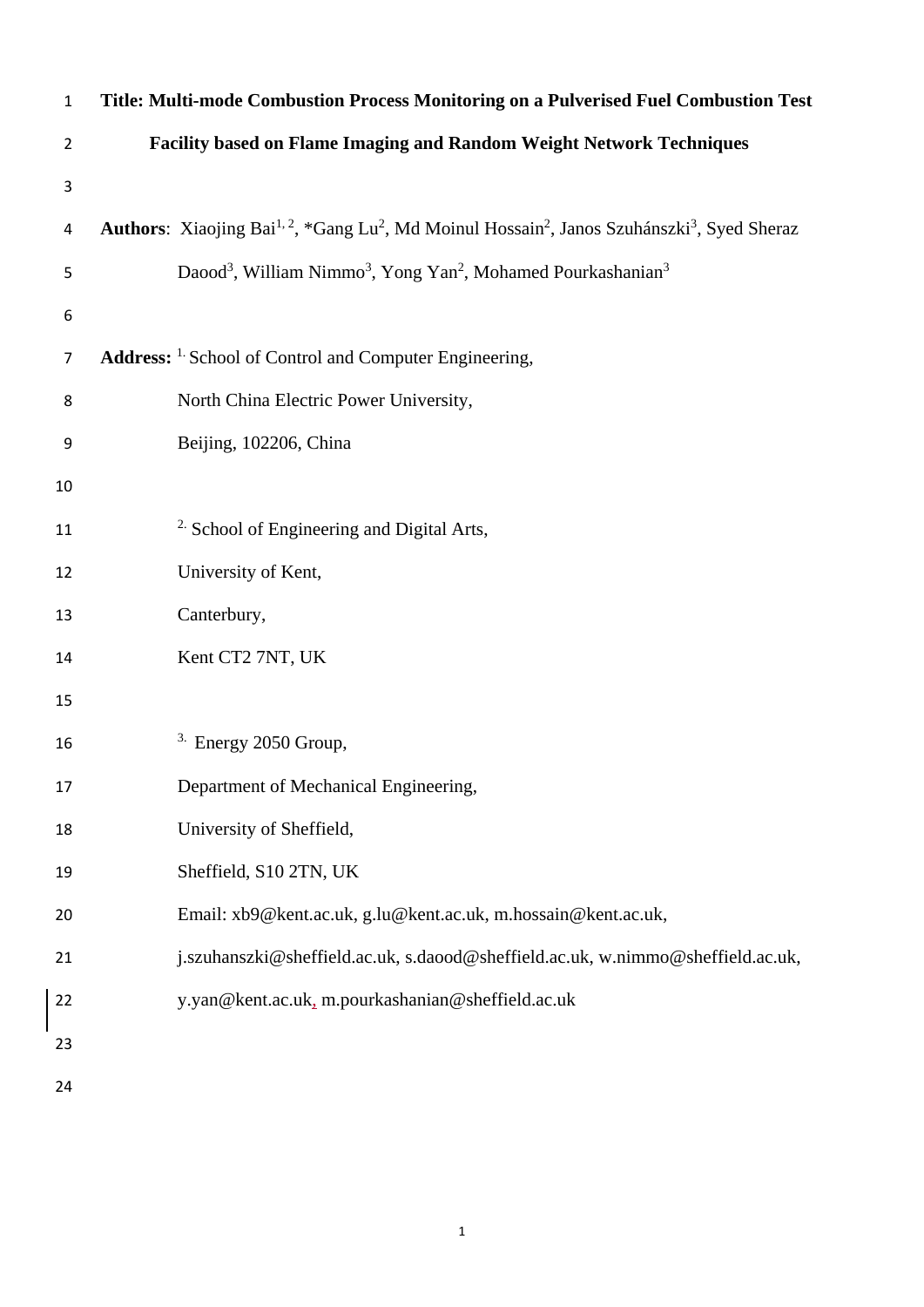**Title: Multi-mode Combustion Process Monitoring on a Pulverised Fuel Combustion Test Facility based on Flame Imaging and Random Weight Network Techniques**

**Authors**: Xiaojing Bai[1, 2], *Gang Lu[2], Md Moinul Hossain[2], Janos Szuhánszki[3], Syed Sheraz Daood[3], William Nimmo[3], Yong Yan[2], Mohamed Pourkashanian[3]

**Address:** [1.] School of Control and Computer Engineering,
North China Electric Power University,
Beijing, 102206, China

[2.] School of Engineering and Digital Arts,
University of Kent,
Canterbury,
Kent CT2 7NT, UK

[3.] Energy 2050 Group,
Department of Mechanical Engineering,
University of Sheffield,
Sheffield, S10 2TN, UK
Email: xb9@kent.ac.uk, g.lu@kent.ac.uk, m.hossain@kent.ac.uk,
j.szuhanszki@sheffield.ac.uk, s.daood@sheffield.ac.uk, w.nimmo@sheffield.ac.uk,
y.yan@kent.ac.uk, m.pourkashanian@sheffield.ac.uk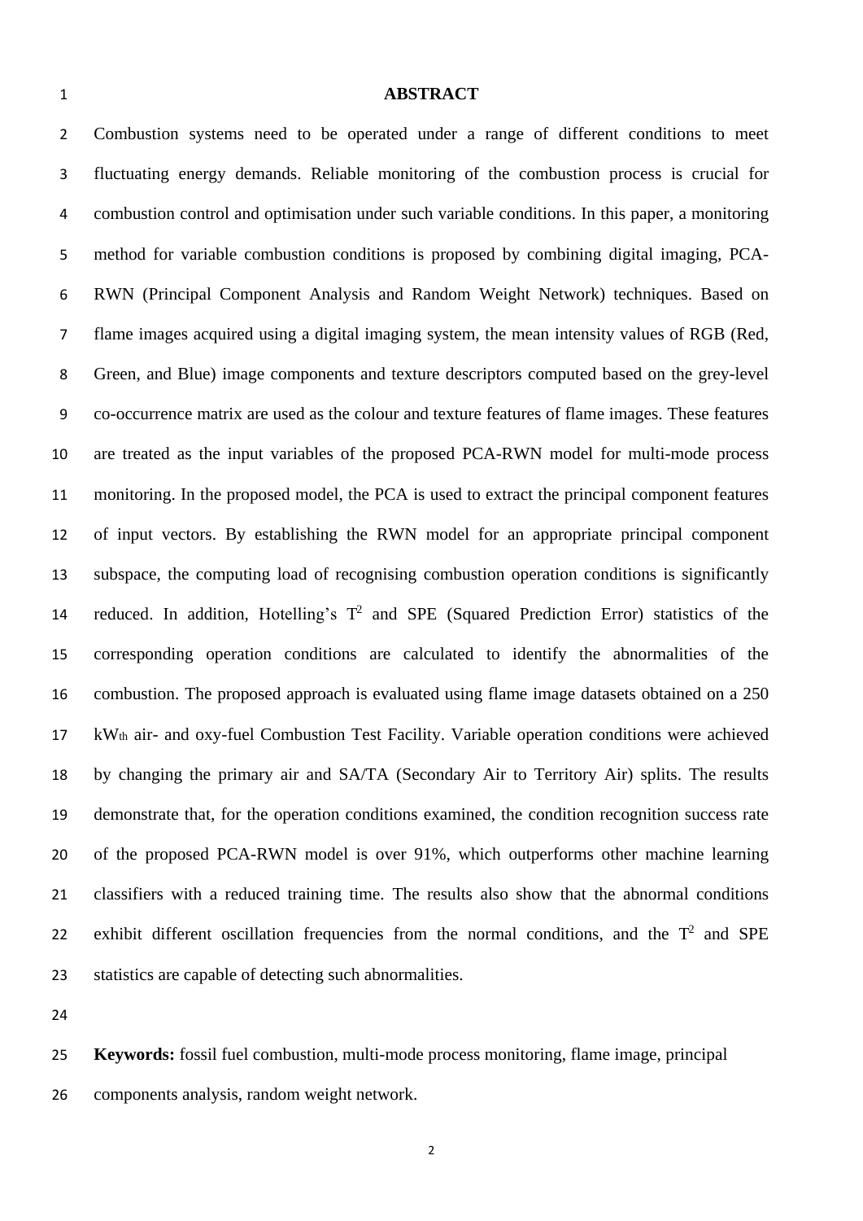## ABSTRACT

Combustion systems need to be operated under a range of different conditions to meet fluctuating energy demands. Reliable monitoring of the combustion process is crucial for combustion control and optimisation under such variable conditions. In this paper, a monitoring method for variable combustion conditions is proposed by combining digital imaging, PCA-RWN (Principal Component Analysis and Random Weight Network) techniques. Based on flame images acquired using a digital imaging system, the mean intensity values of RGB (Red, Green, and Blue) image components and texture descriptors computed based on the grey-level co-occurrence matrix are used as the colour and texture features of flame images. These features are treated as the input variables of the proposed PCA-RWN model for multi-mode process monitoring. In the proposed model, the PCA is used to extract the principal component features of input vectors. By establishing the RWN model for an appropriate principal component subspace, the computing load of recognising combustion operation conditions is significantly reduced. In addition, Hotelling's $T^2$ and SPE (Squared Prediction Error) statistics of the corresponding operation conditions are calculated to identify the abnormalities of the combustion. The proposed approach is evaluated using flame image datasets obtained on a 250 $kW_{th}$ air- and oxy-fuel Combustion Test Facility. Variable operation conditions were achieved by changing the primary air and SA/TA (Secondary Air to Territory Air) splits. The results demonstrate that, for the operation conditions examined, the condition recognition success rate of the proposed PCA-RWN model is over 91%, which outperforms other machine learning classifiers with a reduced training time. The results also show that the abnormal conditions exhibit different oscillation frequencies from the normal conditions, and the $T^2$ and SPE statistics are capable of detecting such abnormalities.

**Keywords:** fossil fuel combustion, multi-mode process monitoring, flame image, principal components analysis, random weight network.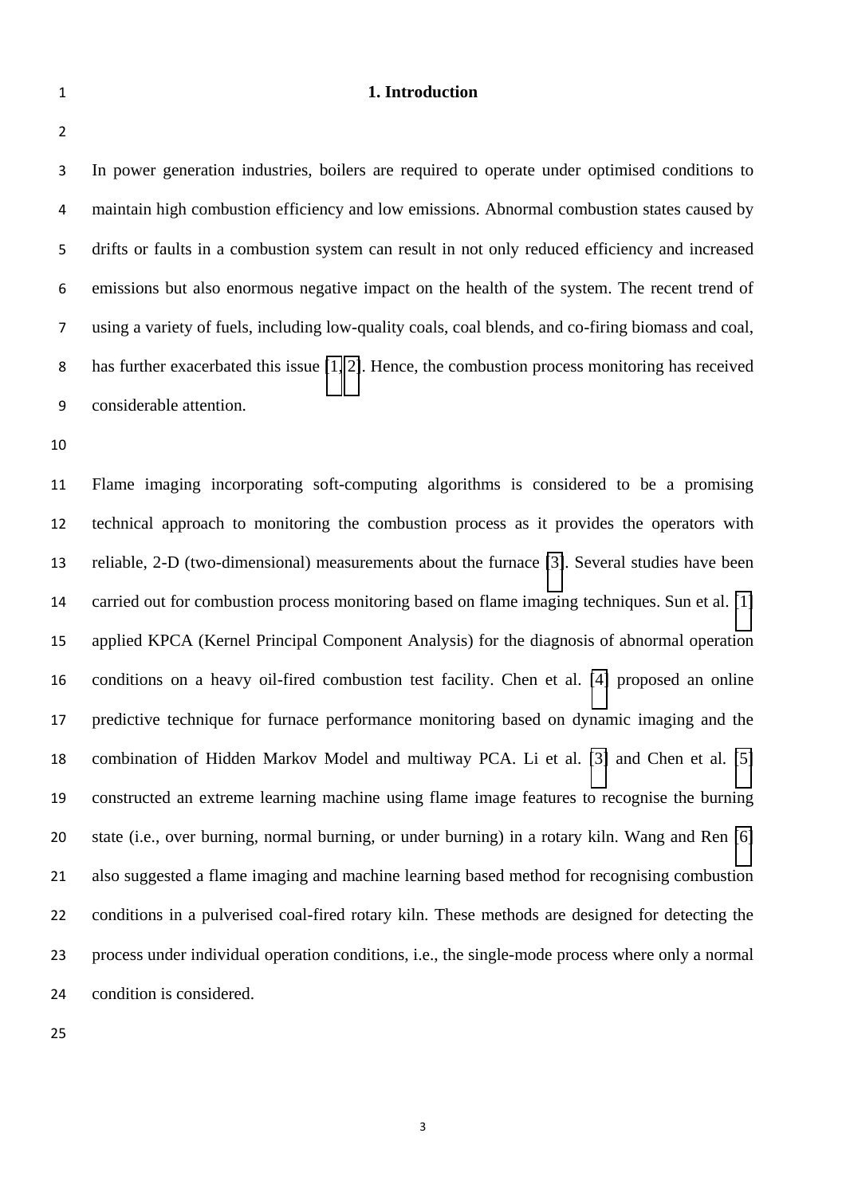# 1. Introduction

In power generation industries, boilers are required to operate under optimised conditions to maintain high combustion efficiency and low emissions. Abnormal combustion states caused by drifts or faults in a combustion system can result in not only reduced efficiency and increased emissions but also enormous negative impact on the health of the system. The recent trend of using a variety of fuels, including low-quality coals, coal blends, and co-firing biomass and coal, has further exacerbated this issue [1, 2]. Hence, the combustion process monitoring has received considerable attention.

Flame imaging incorporating soft-computing algorithms is considered to be a promising technical approach to monitoring the combustion process as it provides the operators with reliable, 2-D (two-dimensional) measurements about the furnace [3]. Several studies have been carried out for combustion process monitoring based on flame imaging techniques. Sun et al. [1] applied KPCA (Kernel Principal Component Analysis) for the diagnosis of abnormal operation conditions on a heavy oil-fired combustion test facility. Chen et al. [4] proposed an online predictive technique for furnace performance monitoring based on dynamic imaging and the combination of Hidden Markov Model and multiway PCA. Li et al. [3] and Chen et al. [5] constructed an extreme learning machine using flame image features to recognise the burning state (i.e., over burning, normal burning, or under burning) in a rotary kiln. Wang and Ren [6] also suggested a flame imaging and machine learning based method for recognising combustion conditions in a pulverised coal-fired rotary kiln. These methods are designed for detecting the process under individual operation conditions, i.e., the single-mode process where only a normal condition is considered.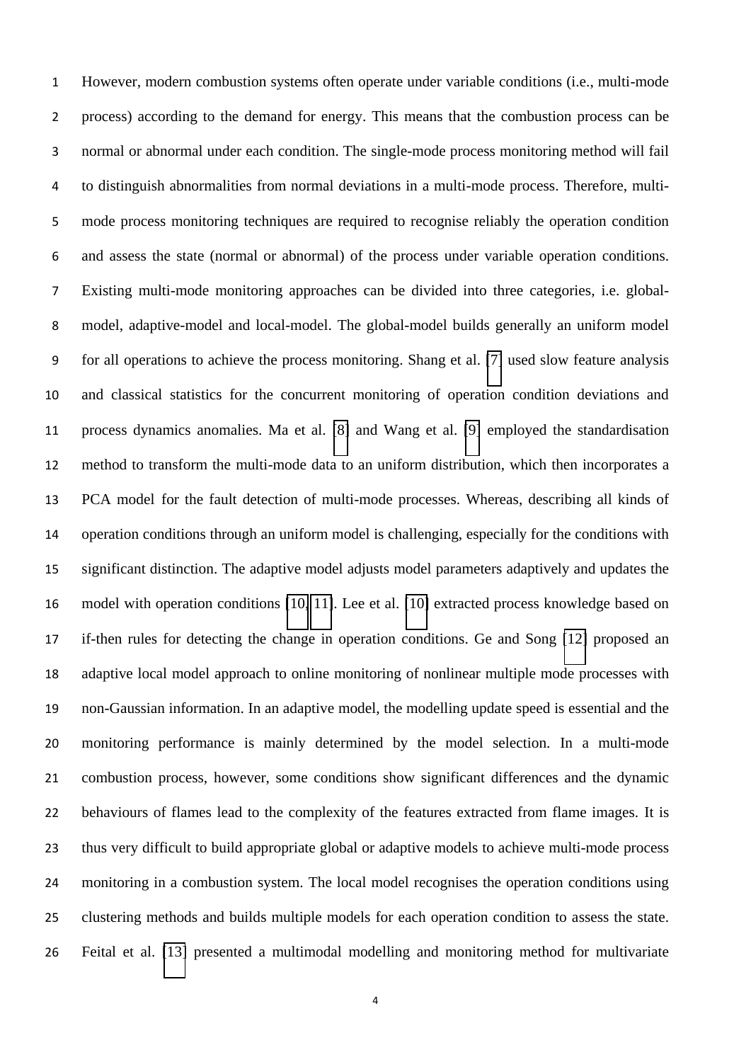However, modern combustion systems often operate under variable conditions (i.e., multi-mode process) according to the demand for energy. This means that the combustion process can be normal or abnormal under each condition. The single-mode process monitoring method will fail to distinguish abnormalities from normal deviations in a multi-mode process. Therefore, multi-mode process monitoring techniques are required to recognise reliably the operation condition and assess the state (normal or abnormal) of the process under variable operation conditions. Existing multi-mode monitoring approaches can be divided into three categories, i.e. global-model, adaptive-model and local-model. The global-model builds generally an uniform model for all operations to achieve the process monitoring. Shang et al. [7] used slow feature analysis and classical statistics for the concurrent monitoring of operation condition deviations and process dynamics anomalies. Ma et al. [8] and Wang et al. [9] employed the standardisation method to transform the multi-mode data to an uniform distribution, which then incorporates a PCA model for the fault detection of multi-mode processes. Whereas, describing all kinds of operation conditions through an uniform model is challenging, especially for the conditions with significant distinction. The adaptive model adjusts model parameters adaptively and updates the model with operation conditions [10, 11]. Lee et al. [10] extracted process knowledge based on if-then rules for detecting the change in operation conditions. Ge and Song [12] proposed an adaptive local model approach to online monitoring of nonlinear multiple mode processes with non-Gaussian information. In an adaptive model, the modelling update speed is essential and the monitoring performance is mainly determined by the model selection. In a multi-mode combustion process, however, some conditions show significant differences and the dynamic behaviours of flames lead to the complexity of the features extracted from flame images. It is thus very difficult to build appropriate global or adaptive models to achieve multi-mode process monitoring in a combustion system. The local model recognises the operation conditions using clustering methods and builds multiple models for each operation condition to assess the state. Feital et al. [13] presented a multimodal modelling and monitoring method for multivariate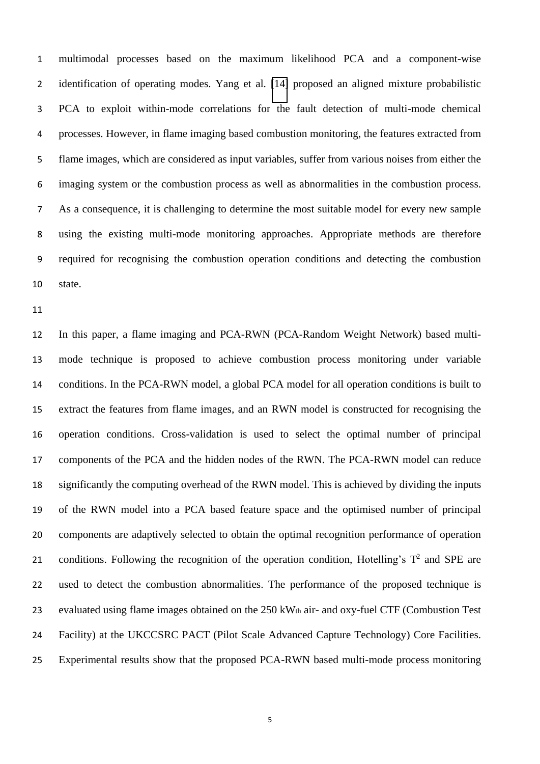multimodal processes based on the maximum likelihood PCA and a component-wise identification of operating modes. Yang et al. [14] proposed an aligned mixture probabilistic PCA to exploit within-mode correlations for the fault detection of multi-mode chemical processes. However, in flame imaging based combustion monitoring, the features extracted from flame images, which are considered as input variables, suffer from various noises from either the imaging system or the combustion process as well as abnormalities in the combustion process. As a consequence, it is challenging to determine the most suitable model for every new sample using the existing multi-mode monitoring approaches. Appropriate methods are therefore required for recognising the combustion operation conditions and detecting the combustion state.

In this paper, a flame imaging and PCA-RWN (PCA-Random Weight Network) based multi-mode technique is proposed to achieve combustion process monitoring under variable conditions. In the PCA-RWN model, a global PCA model for all operation conditions is built to extract the features from flame images, and an RWN model is constructed for recognising the operation conditions. Cross-validation is used to select the optimal number of principal components of the PCA and the hidden nodes of the RWN. The PCA-RWN model can reduce significantly the computing overhead of the RWN model. This is achieved by dividing the inputs of the RWN model into a PCA based feature space and the optimised number of principal components are adaptively selected to obtain the optimal recognition performance of operation conditions. Following the recognition of the operation condition, Hotelling's $T^2$ and SPE are used to detect the combustion abnormalities. The performance of the proposed technique is evaluated using flame images obtained on the 250 $kW_{th}$ air- and oxy-fuel CTF (Combustion Test Facility) at the UKCCSRC PACT (Pilot Scale Advanced Capture Technology) Core Facilities. Experimental results show that the proposed PCA-RWN based multi-mode process monitoring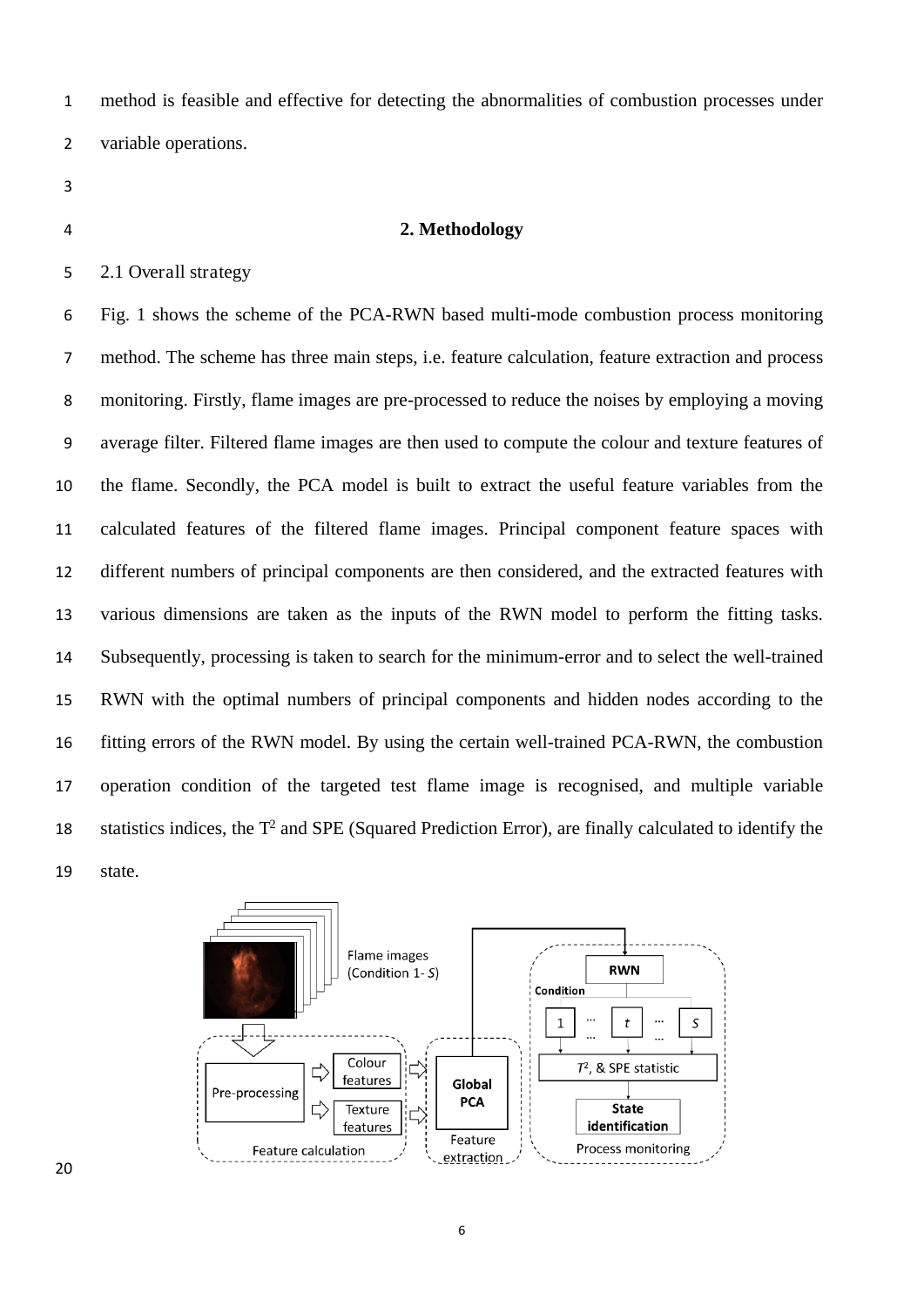method is feasible and effective for detecting the abnormalities of combustion processes under variable operations.

## 2. Methodology

2.1 Overall strategy

Fig. 1 shows the scheme of the PCA-RWN based multi-mode combustion process monitoring method. The scheme has three main steps, i.e. feature calculation, feature extraction and process monitoring. Firstly, flame images are pre-processed to reduce the noises by employing a moving average filter. Filtered flame images are then used to compute the colour and texture features of the flame. Secondly, the PCA model is built to extract the useful feature variables from the calculated features of the filtered flame images. Principal component feature spaces with different numbers of principal components are then considered, and the extracted features with various dimensions are taken as the inputs of the RWN model to perform the fitting tasks. Subsequently, processing is taken to search for the minimum-error and to select the well-trained RWN with the optimal numbers of principal components and hidden nodes according to the fitting errors of the RWN model. By using the certain well-trained PCA-RWN, the combustion operation condition of the targeted test flame image is recognised, and multiple variable statistics indices, the $T^2$ and SPE (Squared Prediction Error), are finally calculated to identify the state.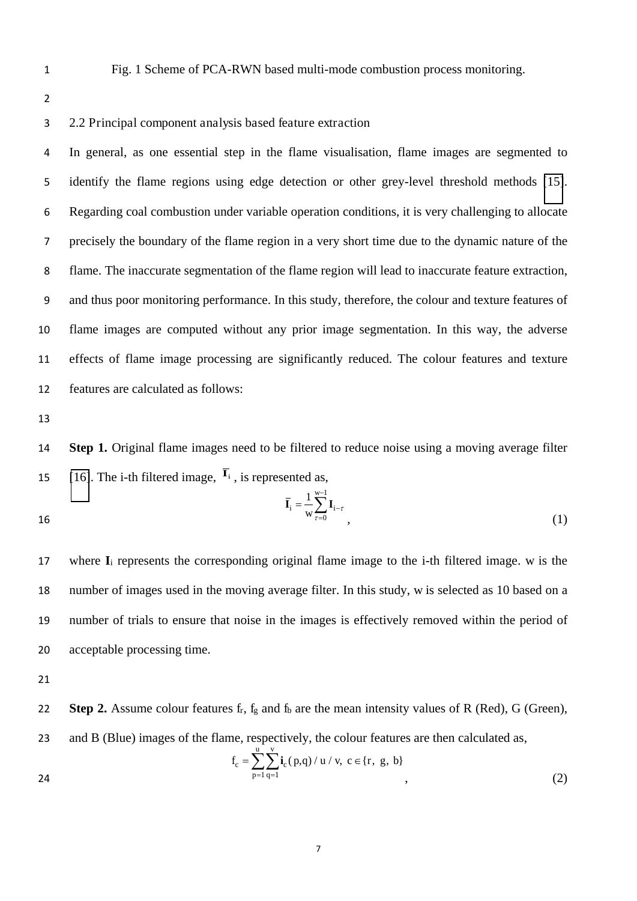Fig. 1 Scheme of PCA-RWN based multi-mode combustion process monitoring.

### 2.2 Principal component analysis based feature extraction

In general, as one essential step in the flame visualisation, flame images are segmented to identify the flame regions using edge detection or other grey-level threshold methods [15]. Regarding coal combustion under variable operation conditions, it is very challenging to allocate precisely the boundary of the flame region in a very short time due to the dynamic nature of the flame. The inaccurate segmentation of the flame region will lead to inaccurate feature extraction, and thus poor monitoring performance. In this study, therefore, the colour and texture features of flame images are computed without any prior image segmentation. In this way, the adverse effects of flame image processing are significantly reduced. The colour features and texture features are calculated as follows:

**Step 1.** Original flame images need to be filtered to reduce noise using a moving average filter [16]. The i-th filtered image, $\bar{\mathbf{I}}_i$, is represented as,

$$\bar{\mathbf{I}}_i = \frac{1}{w}\sum_{\tau=0}^{w-1}\mathbf{I}_{i-\tau}, \tag{1}$$

where $\mathbf{I}_i$ represents the corresponding original flame image to the i-th filtered image. w is the number of images used in the moving average filter. In this study, w is selected as 10 based on a number of trials to ensure that noise in the images is effectively removed within the period of acceptable processing time.

**Step 2.** Assume colour features $f_r$, $f_g$ and $f_b$ are the mean intensity values of R (Red), G (Green), and B (Blue) images of the flame, respectively, the colour features are then calculated as,

$$f_c = \sum_{p=1}^{u}\sum_{q=1}^{v}\mathbf{i}_c(p,q)/u/v,\ c \in \{r,\ g,\ b\}, \tag{2}$$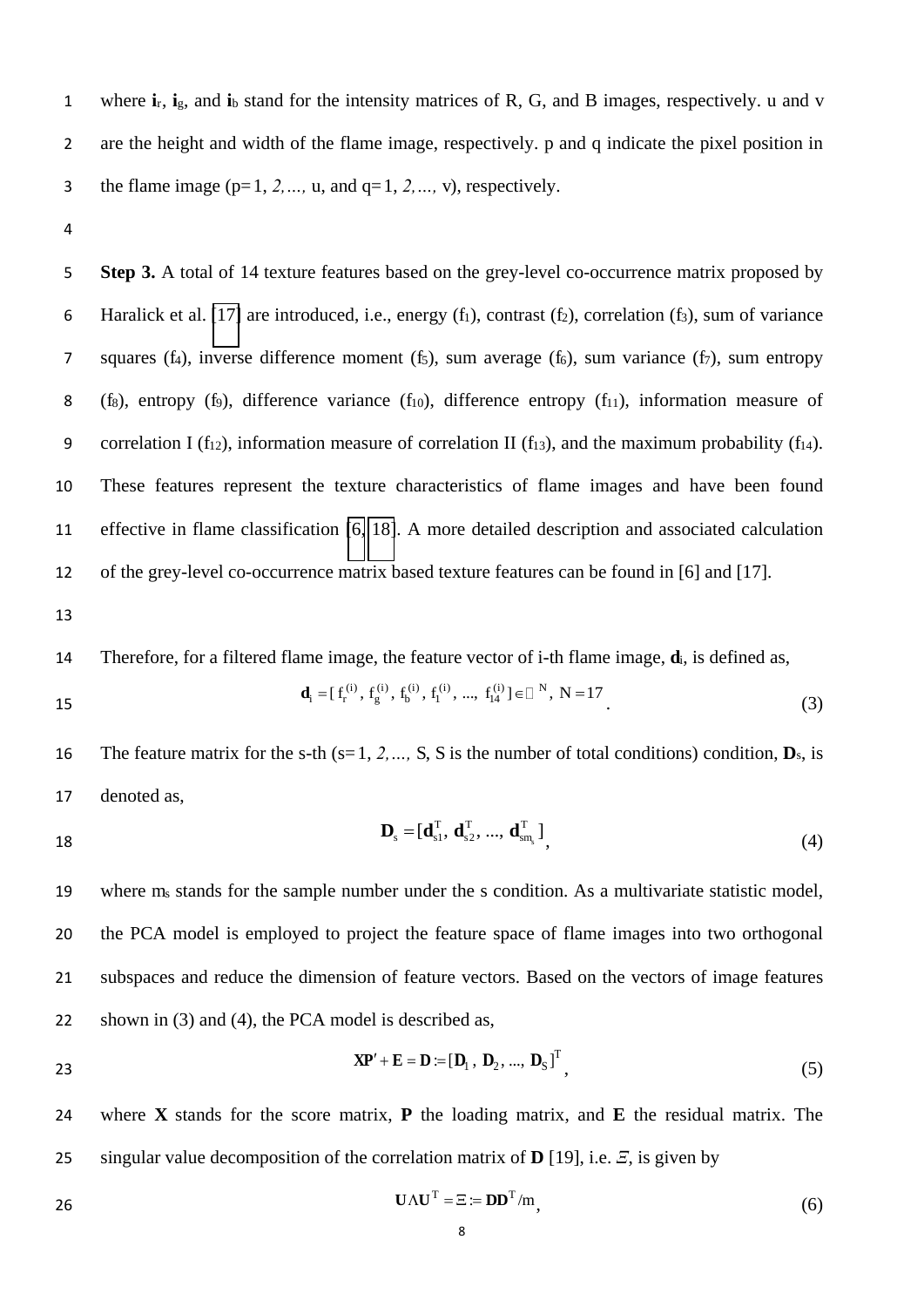where $\mathbf{i}_r$, $\mathbf{i}_g$, and $\mathbf{i}_b$ stand for the intensity matrices of R, G, and B images, respectively. u and v are the height and width of the flame image, respectively. p and q indicate the pixel position in the flame image (p=1, *2,…,* u, and q=1, *2,…,* v), respectively.

**Step 3.** A total of 14 texture features based on the grey-level co-occurrence matrix proposed by Haralick et al. [17] are introduced, i.e., energy ($f_1$), contrast ($f_2$), correlation ($f_3$), sum of variance squares ($f_4$), inverse difference moment ($f_5$), sum average ($f_6$), sum variance ($f_7$), sum entropy ($f_8$), entropy ($f_9$), difference variance ($f_{10}$), difference entropy ($f_{11}$), information measure of correlation I ($f_{12}$), information measure of correlation II ($f_{13}$), and the maximum probability ($f_{14}$). These features represent the texture characteristics of flame images and have been found effective in flame classification [6, 18]. A more detailed description and associated calculation of the grey-level co-occurrence matrix based texture features can be found in [6] and [17].

Therefore, for a filtered flame image, the feature vector of i-th flame image, $\mathbf{d}_i$, is defined as,

$$\mathbf{d}_i = [\, f_r^{(i)},\, f_g^{(i)},\, f_b^{(i)},\, f_1^{(i)},\, ...,\, f_{14}^{(i)} ] \in \mathbb{R}^N,\; N = 17 . \tag{3}$$

The feature matrix for the s-th (s=1, *2,…,* S, S is the number of total conditions) condition, $\mathbf{D}_s$, is denoted as,

$$\mathbf{D}_s = [\mathbf{d}_{s1}^{T},\, \mathbf{d}_{s2}^{T},\, ...,\, \mathbf{d}_{sm_s}^{T}] , \tag{4}$$

where $m_s$ stands for the sample number under the s condition. As a multivariate statistic model, the PCA model is employed to project the feature space of flame images into two orthogonal subspaces and reduce the dimension of feature vectors. Based on the vectors of image features shown in (3) and (4), the PCA model is described as,

$$\mathbf{XP}' + \mathbf{E} = \mathbf{D} := [\mathbf{D}_1,\, \mathbf{D}_2,\, ...,\, \mathbf{D}_S]^{T} , \tag{5}$$

where **X** stands for the score matrix, **P** the loading matrix, and **E** the residual matrix. The singular value decomposition of the correlation matrix of **D** [19], i.e. $\Xi$, is given by

$$\mathbf{U}\Lambda\mathbf{U}^{T} = \Xi := \mathbf{D}\mathbf{D}^{T}/m , \tag{6}$$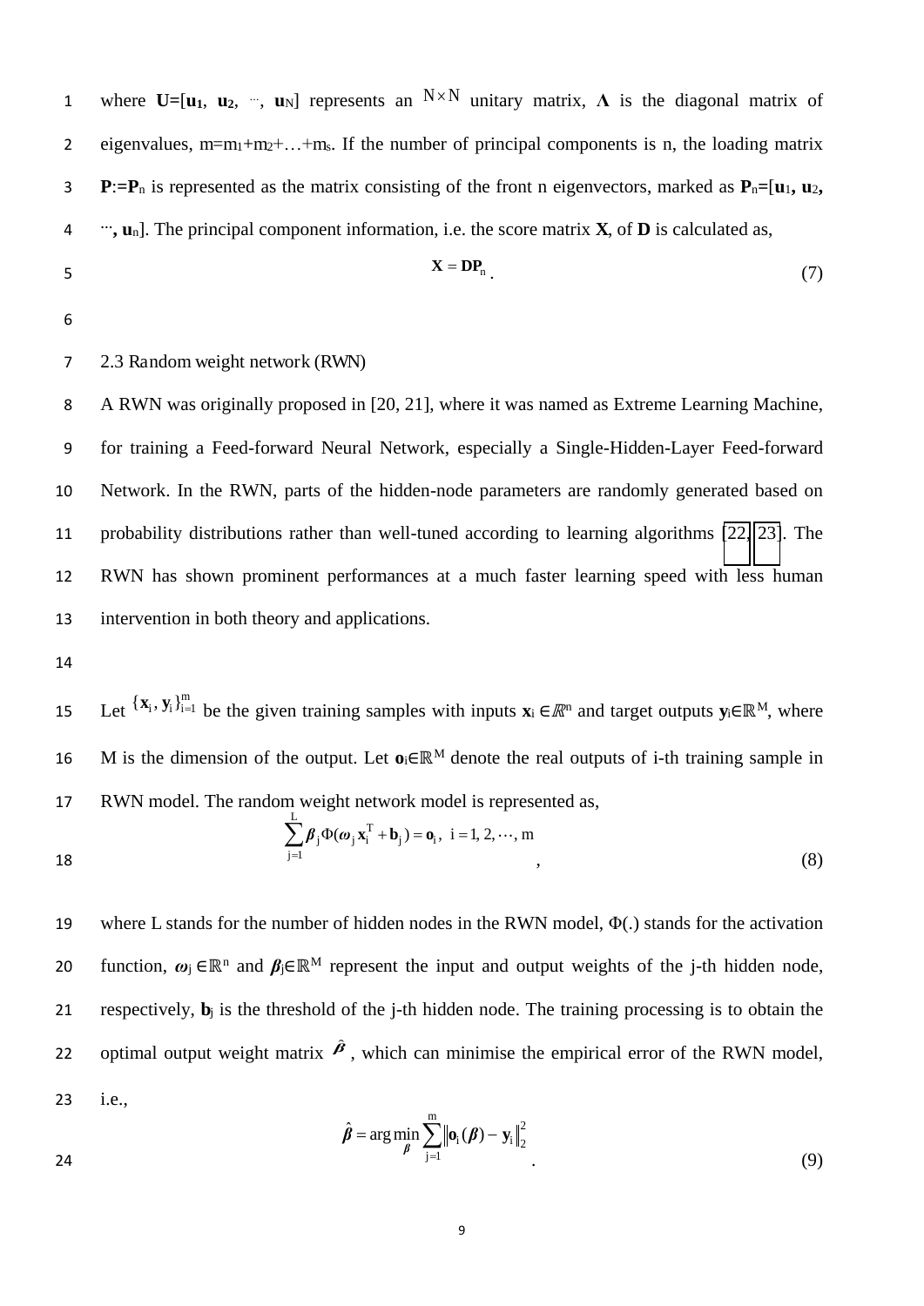where $\mathbf{U}=[\mathbf{u}_1, \mathbf{u}_2, \cdots, \mathbf{u}_N]$ represents an $N \times N$ unitary matrix, $\mathbf{\Lambda}$ is the diagonal matrix of eigenvalues, $m=m_1+m_2+\ldots+m_s$. If the number of principal components is n, the loading matrix $\mathbf{P}:=\mathbf{P}_n$ is represented as the matrix consisting of the front n eigenvectors, marked as $\mathbf{P}_n=[\mathbf{u}_1, \mathbf{u}_2, \cdots, \mathbf{u}_n]$. The principal component information, i.e. the score matrix $\mathbf{X}$, of $\mathbf{D}$ is calculated as,

$$\mathbf{X} = \mathbf{D}\mathbf{P}_n. \tag{7}$$

2.3 Random weight network (RWN)

A RWN was originally proposed in [20, 21], where it was named as Extreme Learning Machine, for training a Feed-forward Neural Network, especially a Single-Hidden-Layer Feed-forward Network. In the RWN, parts of the hidden-node parameters are randomly generated based on probability distributions rather than well-tuned according to learning algorithms [22, 23]. The RWN has shown prominent performances at a much faster learning speed with less human intervention in both theory and applications.

Let $\{\mathbf{x}_i, \mathbf{y}_i\}_{i=1}^{m}$ be the given training samples with inputs $\mathbf{x}_i \in \mathbb{R}^n$ and target outputs $\mathbf{y}_i \in \mathbb{R}^M$, where M is the dimension of the output. Let $\mathbf{o}_i \in \mathbb{R}^M$ denote the real outputs of i-th training sample in RWN model. The random weight network model is represented as,

$$\sum_{j=1}^{L} \boldsymbol{\beta}_j \Phi(\boldsymbol{\omega}_j \mathbf{x}_i^{T} + \mathbf{b}_j) = \mathbf{o}_i, \ i = 1, 2, \cdots, m, \tag{8}$$

where L stands for the number of hidden nodes in the RWN model, $\Phi(.)$ stands for the activation function, $\boldsymbol{\omega}_j \in \mathbb{R}^n$ and $\boldsymbol{\beta}_j \in \mathbb{R}^M$ represent the input and output weights of the j-th hidden node, respectively, $\mathbf{b}_j$ is the threshold of the j-th hidden node. The training processing is to obtain the optimal output weight matrix $\hat{\boldsymbol{\beta}}$, which can minimise the empirical error of the RWN model, i.e.,

$$\hat{\boldsymbol{\beta}} = \arg\min_{\boldsymbol{\beta}} \sum_{j=1}^{m} \left\| \mathbf{o}_i(\boldsymbol{\beta}) - \mathbf{y}_i \right\|_2^2. \tag{9}$$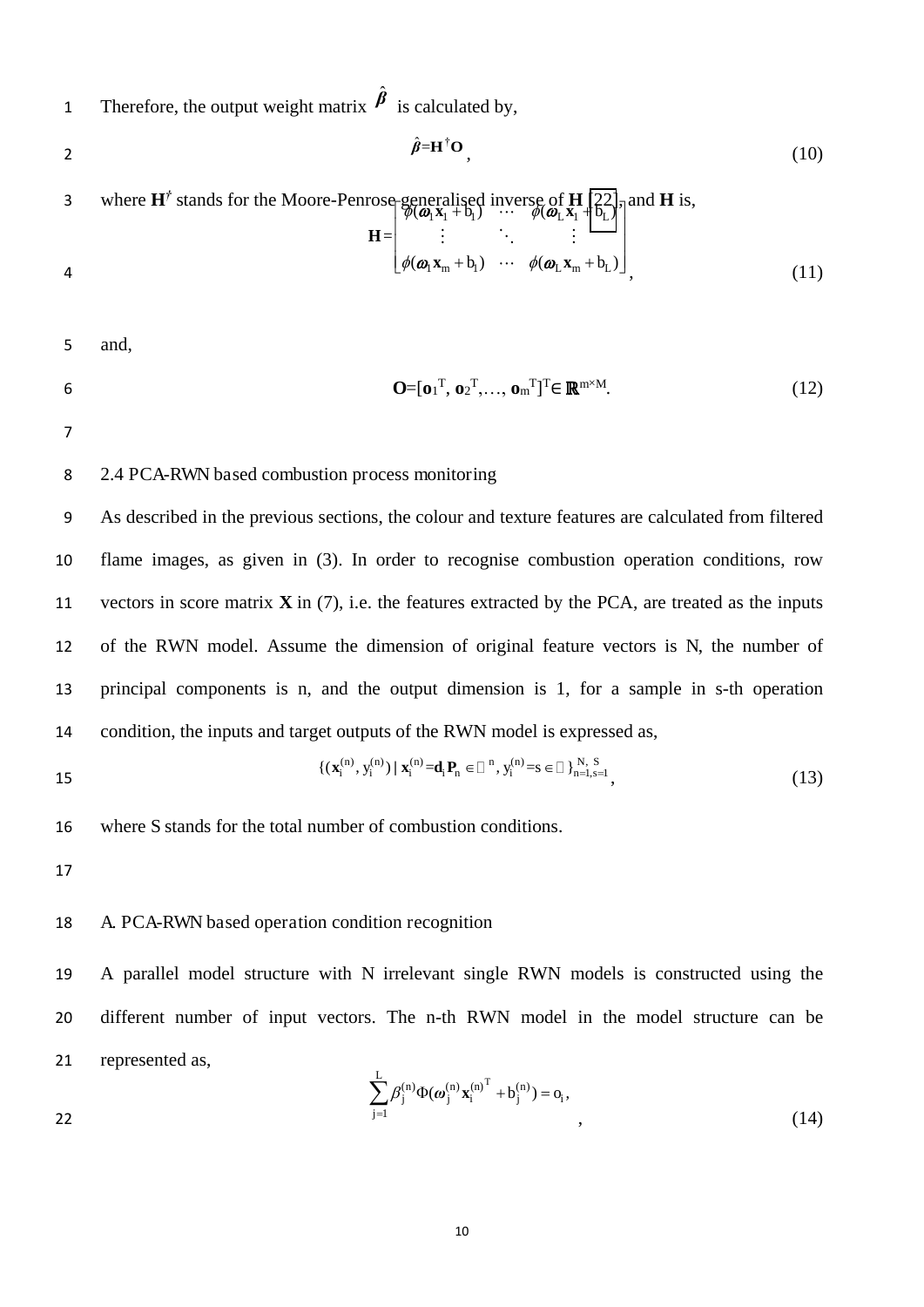Therefore, the output weight matrix $\hat{\boldsymbol{\beta}}$ is calculated by,

$$\hat{\boldsymbol{\beta}}=\mathbf{H}^{\dagger}\mathbf{O}, \tag{10}$$

where $\mathbf{H}^{\dagger}$ stands for the Moore-Penrose generalised inverse of $\mathbf{H}$ [22], and $\mathbf{H}$ is,

$$\mathbf{H}=\begin{bmatrix} \phi(\boldsymbol{\omega}_1\mathbf{x}_1+\mathrm{b}_1) & \cdots & \phi(\boldsymbol{\omega}_\mathrm{L}\mathbf{x}_1+\mathrm{b}_\mathrm{L}) \\ \vdots & \ddots & \vdots \\ \phi(\boldsymbol{\omega}_1\mathbf{x}_\mathrm{m}+\mathrm{b}_1) & \cdots & \phi(\boldsymbol{\omega}_\mathrm{L}\mathbf{x}_\mathrm{m}+\mathrm{b}_\mathrm{L}) \end{bmatrix}, \tag{11}$$

and,

$$\mathbf{O}=[\mathbf{o}_1^{\mathrm{T}}, \mathbf{o}_2^{\mathrm{T}},\ldots, \mathbf{o}_\mathrm{m}^{\mathrm{T}}]^{\mathrm{T}}\in \mathbb{R}^{\mathrm{m}\times\mathrm{M}}. \tag{12}$$

## 2.4 PCA-RWN based combustion process monitoring

As described in the previous sections, the colour and texture features are calculated from filtered flame images, as given in (3). In order to recognise combustion operation conditions, row vectors in score matrix $\mathbf{X}$ in (7), i.e. the features extracted by the PCA, are treated as the inputs of the RWN model. Assume the dimension of original feature vectors is N, the number of principal components is n, and the output dimension is 1, for a sample in s-th operation condition, the inputs and target outputs of the RWN model is expressed as,

$$\{(\mathbf{x}_\mathrm{i}^{(\mathrm{n})}, \mathrm{y}_\mathrm{i}^{(\mathrm{n})}) \mid \mathbf{x}_\mathrm{i}^{(\mathrm{n})}=\mathbf{d}_\mathrm{i}\mathbf{P}_\mathrm{n} \in \mathbb{R}^{\mathrm{n}}, \mathrm{y}_\mathrm{i}^{(\mathrm{n})}=\mathrm{s} \in \mathbb{R}\}_{\mathrm{n}=1,\mathrm{s}=1}^{\mathrm{N},\ \mathrm{S}}, \tag{13}$$

where S stands for the total number of combustion conditions.

### A. PCA-RWN based operation condition recognition

A parallel model structure with N irrelevant single RWN models is constructed using the different number of input vectors. The n-th RWN model in the model structure can be represented as,

$$\sum_{\mathrm{j}=1}^{\mathrm{L}}\beta_\mathrm{j}^{(\mathrm{n})}\Phi(\boldsymbol{\omega}_\mathrm{j}^{(\mathrm{n})}\mathbf{x}_\mathrm{i}^{(\mathrm{n})^{\mathrm{T}}}+\mathrm{b}_\mathrm{j}^{(\mathrm{n})})=\mathrm{o}_\mathrm{i}, \tag{14}$$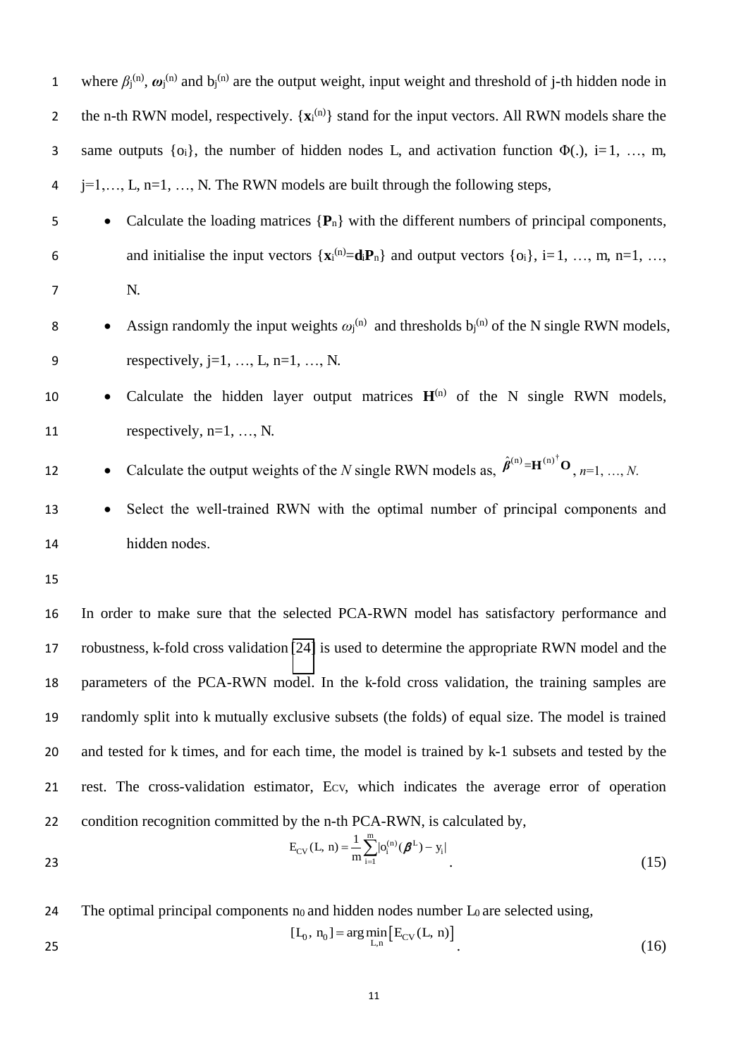where $\beta_j^{(n)}$, $\boldsymbol{\omega}_j^{(n)}$ and $b_j^{(n)}$ are the output weight, input weight and threshold of j-th hidden node in the n-th RWN model, respectively. $\{\mathbf{x}_i^{(n)}\}$ stand for the input vectors. All RWN models share the same outputs $\{o_i\}$, the number of hidden nodes L, and activation function $\Phi(.)$, i=1, …, m, j=1,…, L, n=1, …, N. The RWN models are built through the following steps,

- Calculate the loading matrices $\{\mathbf{P}_n\}$ with the different numbers of principal components, and initialise the input vectors $\{\mathbf{x}_i^{(n)}=\mathbf{d}_i\mathbf{P}_n\}$ and output vectors $\{o_i\}$, i=1, …, m, n=1, …, N.
- Assign randomly the input weights $\omega_j^{(n)}$ and thresholds $b_j^{(n)}$ of the N single RWN models, respectively, j=1, …, L, n=1, …, N.
- Calculate the hidden layer output matrices $\mathbf{H}^{(n)}$ of the N single RWN models, respectively, n=1, …, N.
- Calculate the output weights of the *N* single RWN models as, $\hat{\boldsymbol{\beta}}^{(n)}=\mathbf{H}^{(n)\dagger}\mathbf{O}$, *n*=1, …, *N*.
- Select the well-trained RWN with the optimal number of principal components and hidden nodes.

In order to make sure that the selected PCA-RWN model has satisfactory performance and robustness, k-fold cross validation [24] is used to determine the appropriate RWN model and the parameters of the PCA-RWN model. In the k-fold cross validation, the training samples are randomly split into k mutually exclusive subsets (the folds) of equal size. The model is trained and tested for k times, and for each time, the model is trained by k-1 subsets and tested by the rest. The cross-validation estimator, $E_{CV}$, which indicates the average error of operation condition recognition committed by the n-th PCA-RWN, is calculated by,

$$E_{CV}(L,\, n) = \frac{1}{m}\sum_{i=1}^{m}|o_i^{(n)}(\boldsymbol{\beta}^{L}) - y_i| \tag{15}$$

The optimal principal components $n_0$ and hidden nodes number $L_0$ are selected using,

$$[L_0,\, n_0] = \arg\min_{L,n}\left[E_{CV}(L,\, n)\right] \tag{16}$$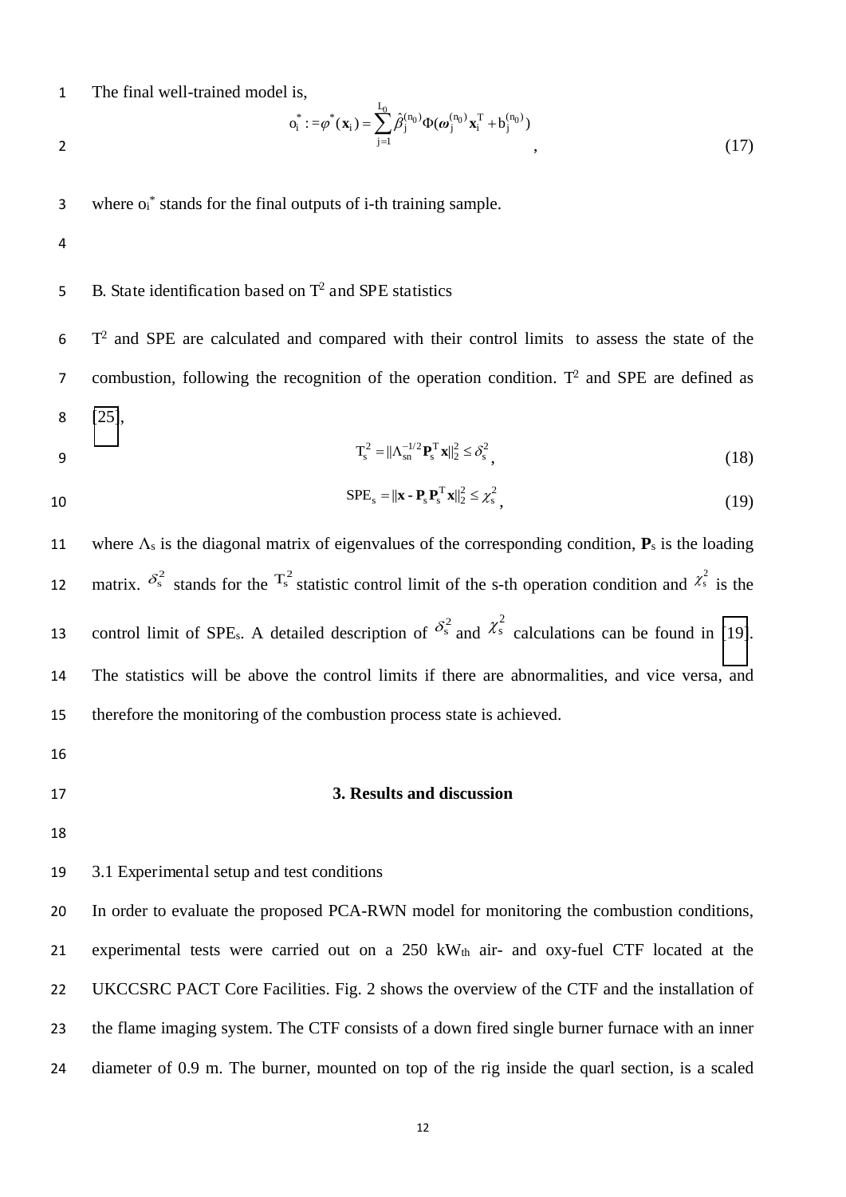The final well-trained model is,

$$o_i^* := \varphi^*(\mathbf{x}_i) = \sum_{j=1}^{L_0} \hat{\beta}_j^{(n_0)} \Phi(\boldsymbol{\omega}_j^{(n_0)} \mathbf{x}_i^T + b_j^{(n_0)}), \tag{17}$$

where $o_i^*$ stands for the final outputs of i-th training sample.

B. State identification based on $T^2$ and SPE statistics

$T^2$ and SPE are calculated and compared with their control limits to assess the state of the combustion, following the recognition of the operation condition. $T^2$ and SPE are defined as [25],

$$T_s^2 = \|\Lambda_{sn}^{-1/2} \mathbf{P}_s^T \mathbf{x}\|_2^2 \le \delta_s^2, \tag{18}$$

$$SPE_s = \|\mathbf{x} - \mathbf{P}_s \mathbf{P}_s^T \mathbf{x}\|_2^2 \le \chi_s^2, \tag{19}$$

where $\Lambda_s$ is the diagonal matrix of eigenvalues of the corresponding condition, $\mathbf{P}_s$ is the loading matrix. $\delta_s^2$ stands for the $T_s^2$ statistic control limit of the s-th operation condition and $\chi_s^2$ is the control limit of $SPE_s$. A detailed description of $\delta_s^2$ and $\chi_s^2$ calculations can be found in [19]. The statistics will be above the control limits if there are abnormalities, and vice versa, and therefore the monitoring of the combustion process state is achieved.

## 3. Results and discussion

3.1 Experimental setup and test conditions

In order to evaluate the proposed PCA-RWN model for monitoring the combustion conditions, experimental tests were carried out on a 250 $kW_{th}$ air- and oxy-fuel CTF located at the UKCCSRC PACT Core Facilities. Fig. 2 shows the overview of the CTF and the installation of the flame imaging system. The CTF consists of a down fired single burner furnace with an inner diameter of 0.9 m. The burner, mounted on top of the rig inside the quarl section, is a scaled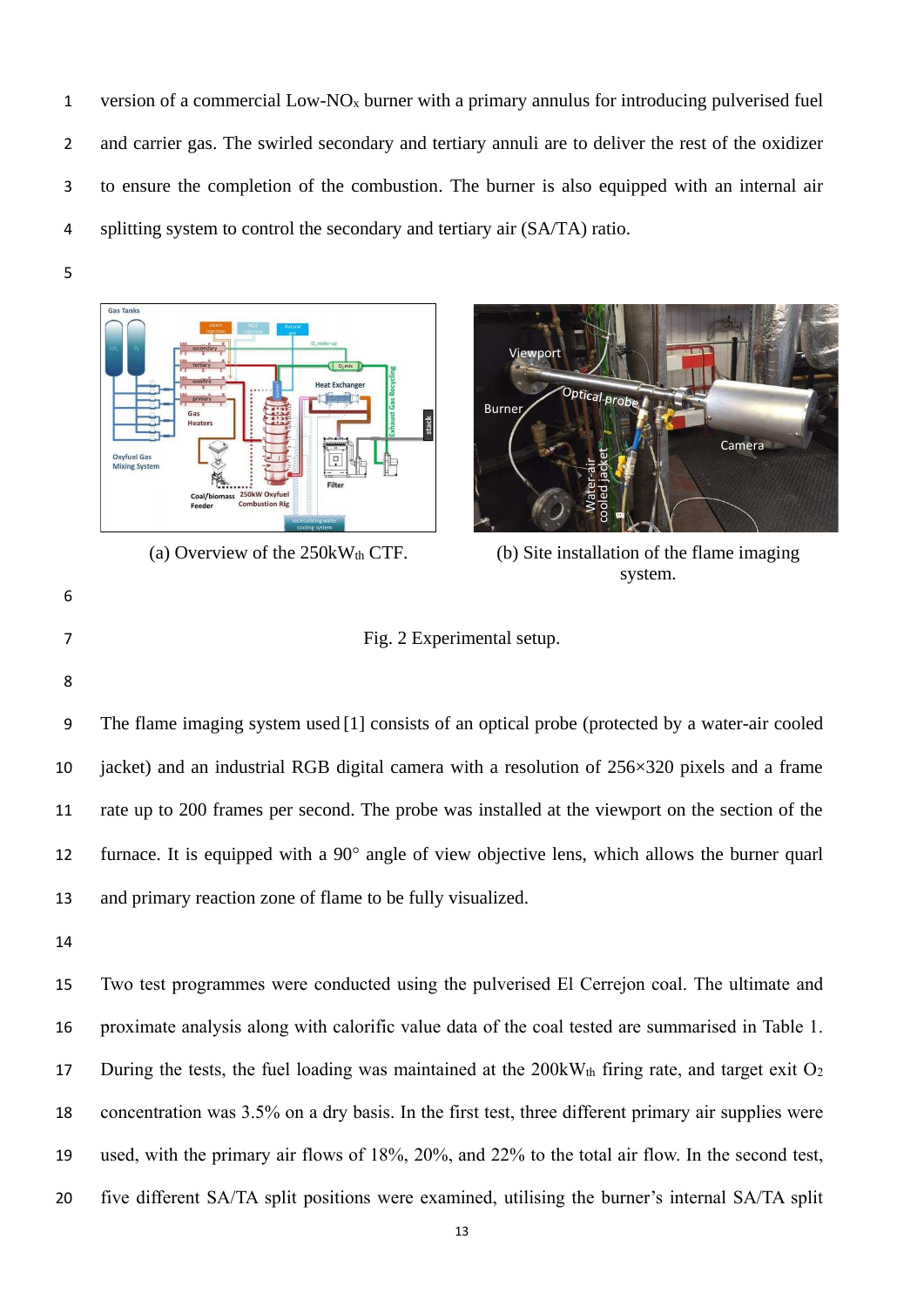version of a commercial Low-$NO_x$ burner with a primary annulus for introducing pulverised fuel and carrier gas. The swirled secondary and tertiary annuli are to deliver the rest of the oxidizer to ensure the completion of the combustion. The burner is also equipped with an internal air splitting system to control the secondary and tertiary air (SA/TA) ratio.

(a) Overview of the 250kW$_{th}$ CTF.

(b) Site installation of the flame imaging system.

Fig. 2 Experimental setup.

The flame imaging system used [1] consists of an optical probe (protected by a water-air cooled jacket) and an industrial RGB digital camera with a resolution of 256×320 pixels and a frame rate up to 200 frames per second. The probe was installed at the viewport on the section of the furnace. It is equipped with a 90° angle of view objective lens, which allows the burner quarl and primary reaction zone of flame to be fully visualized.

Two test programmes were conducted using the pulverised El Cerrejon coal. The ultimate and proximate analysis along with calorific value data of the coal tested are summarised in Table 1. During the tests, the fuel loading was maintained at the 200kW$_{th}$ firing rate, and target exit $O_2$ concentration was 3.5% on a dry basis. In the first test, three different primary air supplies were used, with the primary air flows of 18%, 20%, and 22% to the total air flow. In the second test, five different SA/TA split positions were examined, utilising the burner's internal SA/TA split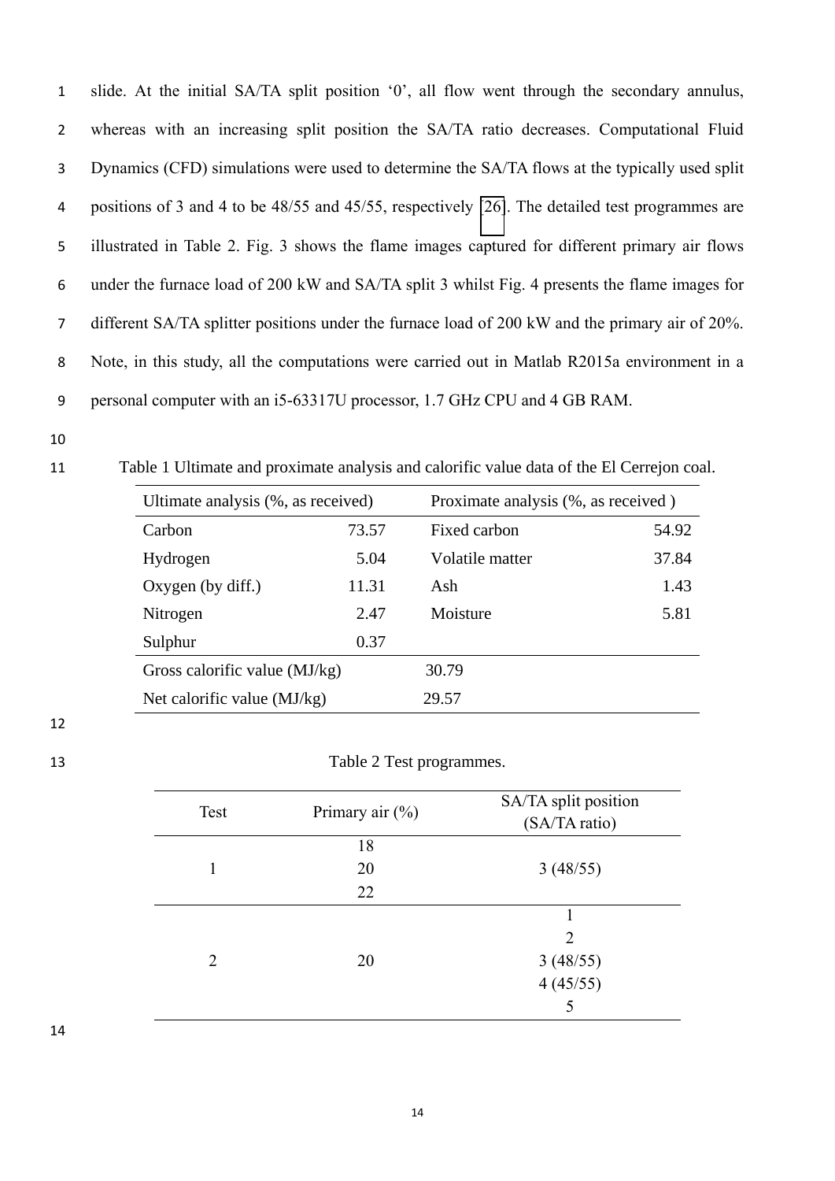slide. At the initial SA/TA split position '0', all flow went through the secondary annulus, whereas with an increasing split position the SA/TA ratio decreases. Computational Fluid Dynamics (CFD) simulations were used to determine the SA/TA flows at the typically used split positions of 3 and 4 to be 48/55 and 45/55, respectively [26]. The detailed test programmes are illustrated in Table 2. Fig. 3 shows the flame images captured for different primary air flows under the furnace load of 200 kW and SA/TA split 3 whilst Fig. 4 presents the flame images for different SA/TA splitter positions under the furnace load of 200 kW and the primary air of 20%. Note, in this study, all the computations were carried out in Matlab R2015a environment in a personal computer with an i5-63317U processor, 1.7 GHz CPU and 4 GB RAM.

Table 1 Ultimate and proximate analysis and calorific value data of the El Cerrejon coal.

| Ultimate analysis (%, as received) | | Proximate analysis (%, as received ) | |
|---|---|---|---|
| Carbon | 73.57 | Fixed carbon | 54.92 |
| Hydrogen | 5.04 | Volatile matter | 37.84 |
| Oxygen (by diff.) | 11.31 | Ash | 1.43 |
| Nitrogen | 2.47 | Moisture | 5.81 |
| Sulphur | 0.37 | | |
| Gross calorific value (MJ/kg) | | 30.79 | |
| Net calorific value (MJ/kg) | | 29.57 | |

Table 2 Test programmes.

| Test | Primary air (%) | SA/TA split position (SA/TA ratio) |
|---|---|---|
| 1 | 18 | 3 (48/55) |
| | 20 | |
| | 22 | |
| 2 | 20 | 1 |
| | | 2 |
| | | 3 (48/55) |
| | | 4 (45/55) |
| | | 5 |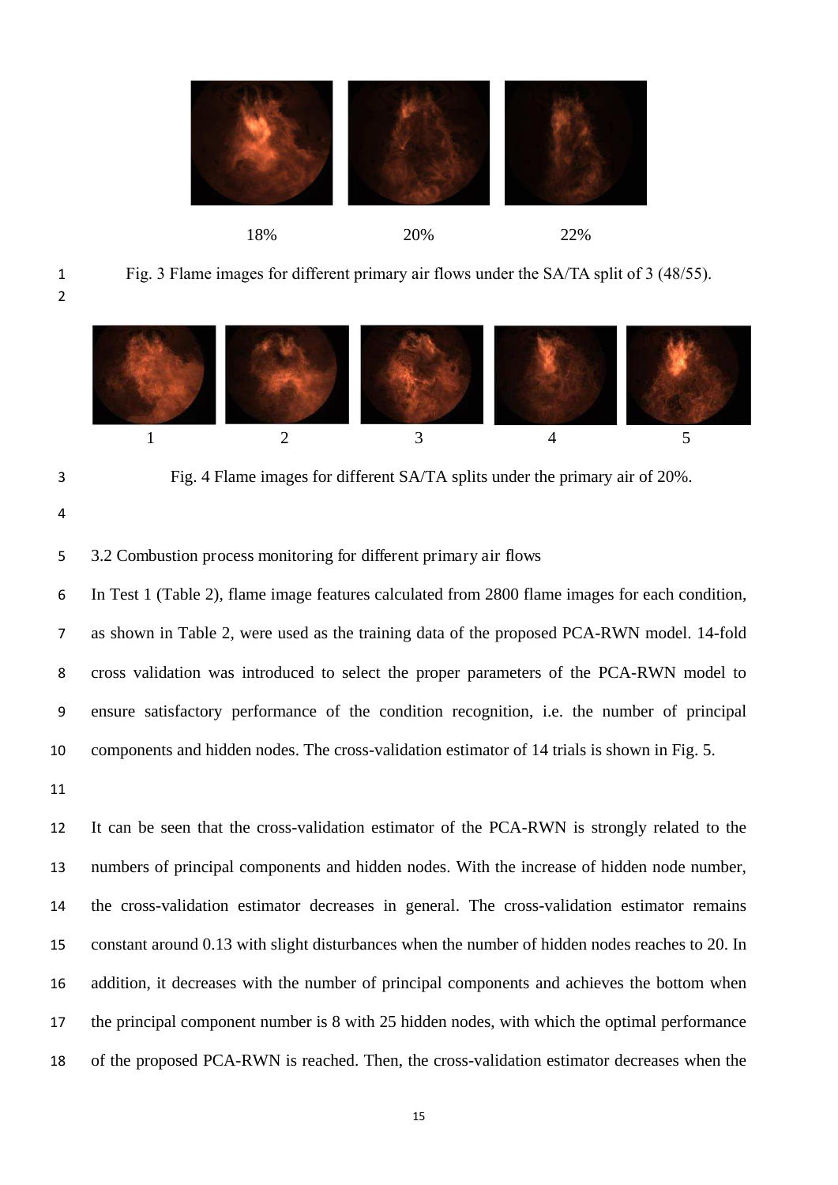18% 20% 22%

Fig. 3 Flame images for different primary air flows under the SA/TA split of 3 (48/55).

1 2 3 4 5

Fig. 4 Flame images for different SA/TA splits under the primary air of 20%.

3.2 Combustion process monitoring for different primary air flows

In Test 1 (Table 2), flame image features calculated from 2800 flame images for each condition, as shown in Table 2, were used as the training data of the proposed PCA-RWN model. 14-fold cross validation was introduced to select the proper parameters of the PCA-RWN model to ensure satisfactory performance of the condition recognition, i.e. the number of principal components and hidden nodes. The cross-validation estimator of 14 trials is shown in Fig. 5.

It can be seen that the cross-validation estimator of the PCA-RWN is strongly related to the numbers of principal components and hidden nodes. With the increase of hidden node number, the cross-validation estimator decreases in general. The cross-validation estimator remains constant around 0.13 with slight disturbances when the number of hidden nodes reaches to 20. In addition, it decreases with the number of principal components and achieves the bottom when the principal component number is 8 with 25 hidden nodes, with which the optimal performance of the proposed PCA-RWN is reached. Then, the cross-validation estimator decreases when the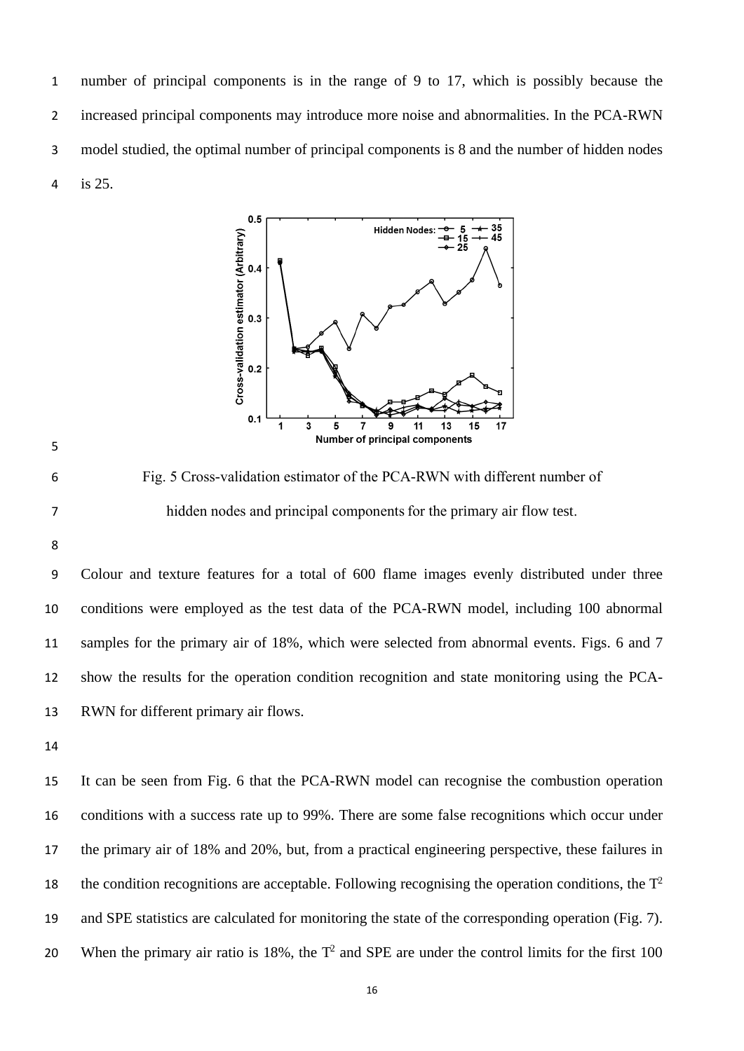number of principal components is in the range of 9 to 17, which is possibly because the increased principal components may introduce more noise and abnormalities. In the PCA-RWN model studied, the optimal number of principal components is 8 and the number of hidden nodes is 25.

Fig. 5 Cross-validation estimator of the PCA-RWN with different number of hidden nodes and principal components for the primary air flow test.

Colour and texture features for a total of 600 flame images evenly distributed under three conditions were employed as the test data of the PCA-RWN model, including 100 abnormal samples for the primary air of 18%, which were selected from abnormal events. Figs. 6 and 7 show the results for the operation condition recognition and state monitoring using the PCA-RWN for different primary air flows.

It can be seen from Fig. 6 that the PCA-RWN model can recognise the combustion operation conditions with a success rate up to 99%. There are some false recognitions which occur under the primary air of 18% and 20%, but, from a practical engineering perspective, these failures in the condition recognitions are acceptable. Following recognising the operation conditions, the $T^2$ and SPE statistics are calculated for monitoring the state of the corresponding operation (Fig. 7). When the primary air ratio is 18%, the $T^2$ and SPE are under the control limits for the first 100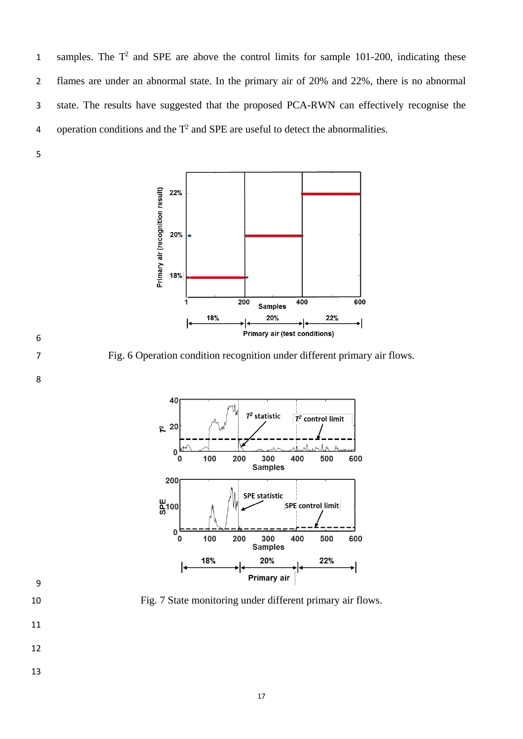samples. The $T^2$ and SPE are above the control limits for sample 101-200, indicating these flames are under an abnormal state. In the primary air of 20% and 22%, there is no abnormal state. The results have suggested that the proposed PCA-RWN can effectively recognise the operation conditions and the $T^2$ and SPE are useful to detect the abnormalities.

Fig. 6 Operation condition recognition under different primary air flows.

Fig. 7 State monitoring under different primary air flows.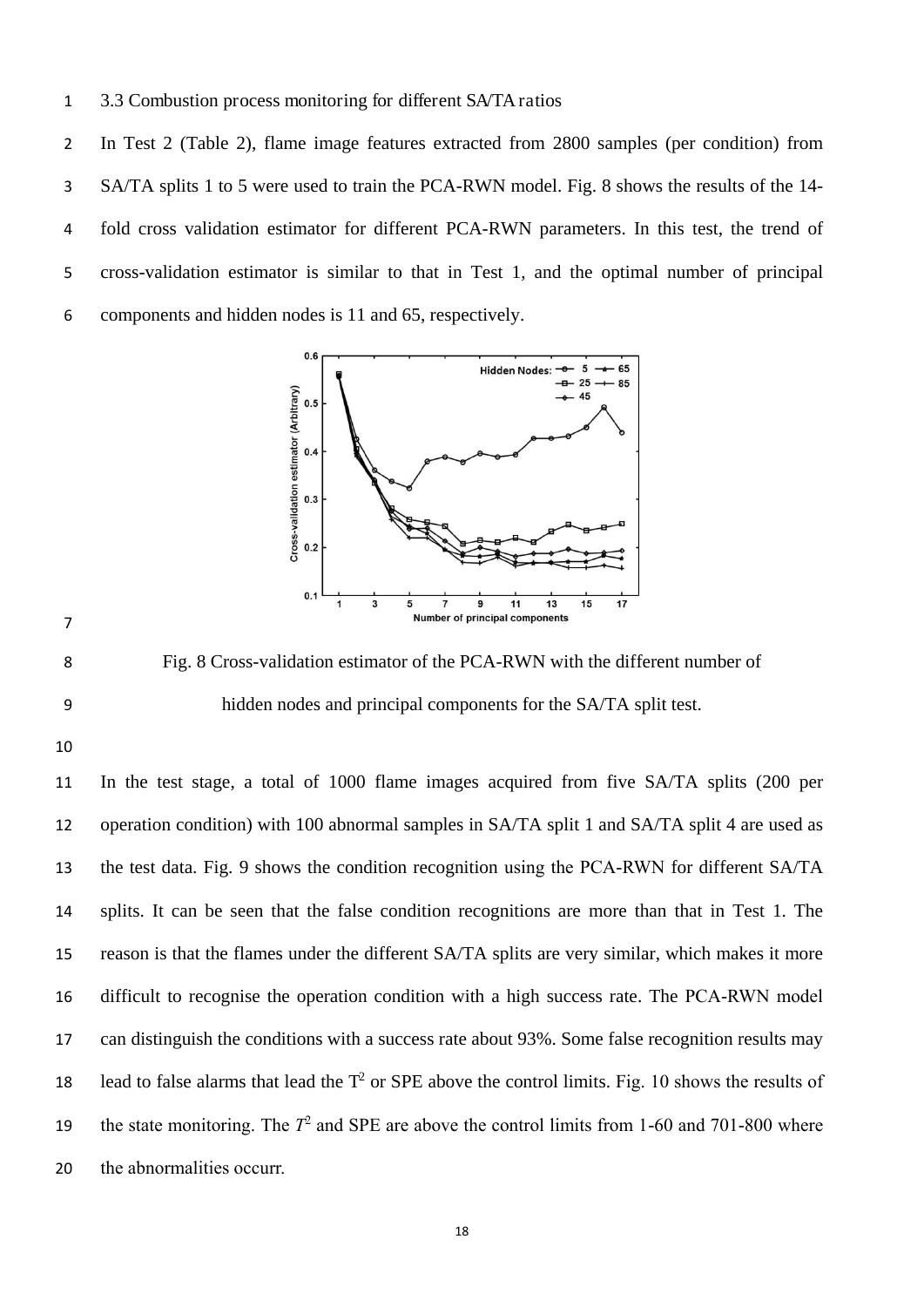### 3.3 Combustion process monitoring for different SA/TA ratios

In Test 2 (Table 2), flame image features extracted from 2800 samples (per condition) from SA/TA splits 1 to 5 were used to train the PCA-RWN model. Fig. 8 shows the results of the 14-fold cross validation estimator for different PCA-RWN parameters. In this test, the trend of cross-validation estimator is similar to that in Test 1, and the optimal number of principal components and hidden nodes is 11 and 65, respectively.

Fig. 8 Cross-validation estimator of the PCA-RWN with the different number of hidden nodes and principal components for the SA/TA split test.

In the test stage, a total of 1000 flame images acquired from five SA/TA splits (200 per operation condition) with 100 abnormal samples in SA/TA split 1 and SA/TA split 4 are used as the test data. Fig. 9 shows the condition recognition using the PCA-RWN for different SA/TA splits. It can be seen that the false condition recognitions are more than that in Test 1. The reason is that the flames under the different SA/TA splits are very similar, which makes it more difficult to recognise the operation condition with a high success rate. The PCA-RWN model can distinguish the conditions with a success rate about 93%. Some false recognition results may lead to false alarms that lead the $T^2$ or SPE above the control limits. Fig. 10 shows the results of the state monitoring. The $T^2$ and SPE are above the control limits from 1-60 and 701-800 where the abnormalities occurr.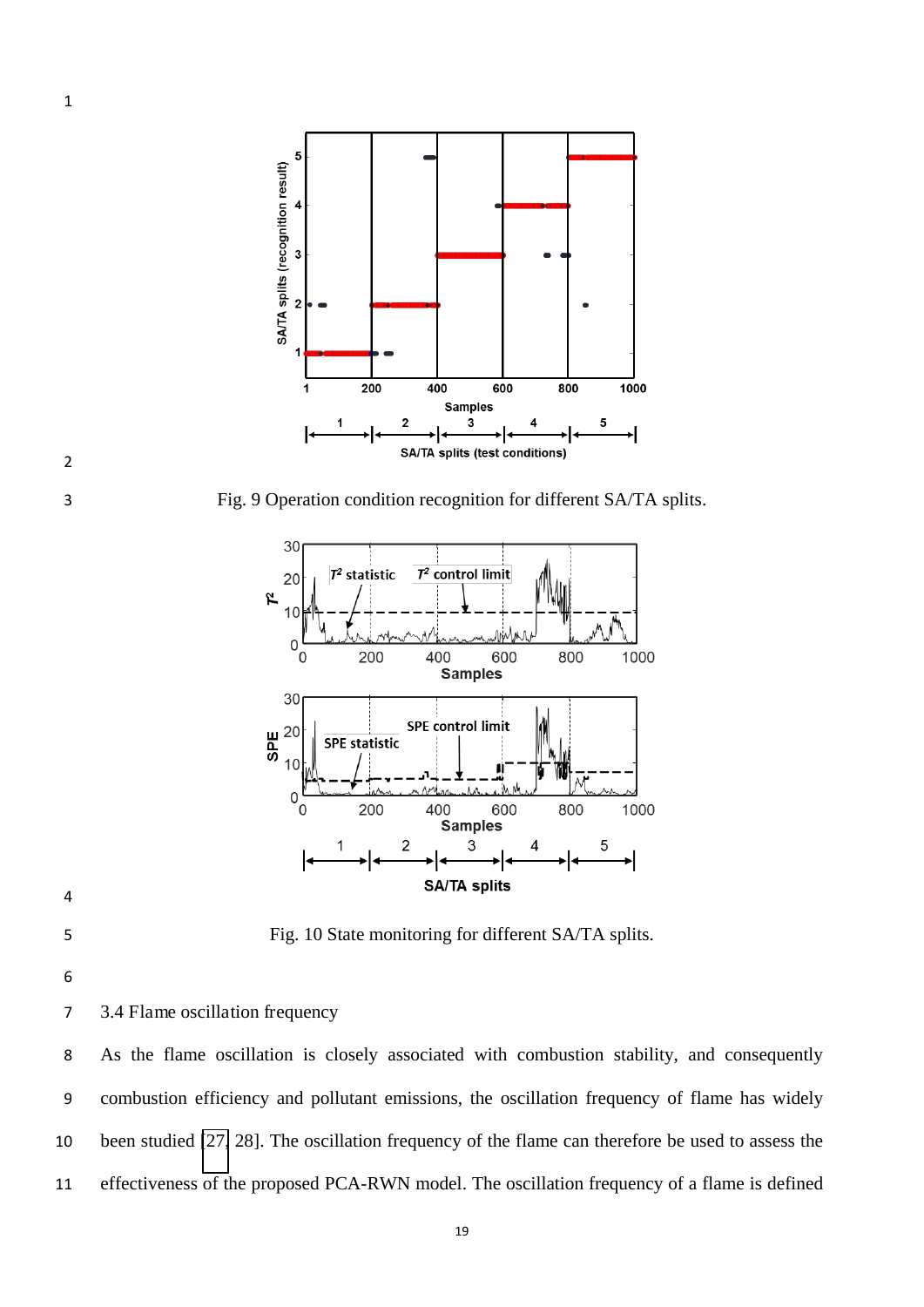Fig. 9 Operation condition recognition for different SA/TA splits.

Fig. 10 State monitoring for different SA/TA splits.

### 3.4 Flame oscillation frequency

As the flame oscillation is closely associated with combustion stability, and consequently combustion efficiency and pollutant emissions, the oscillation frequency of flame has widely been studied [27, 28]. The oscillation frequency of the flame can therefore be used to assess the effectiveness of the proposed PCA-RWN model. The oscillation frequency of a flame is defined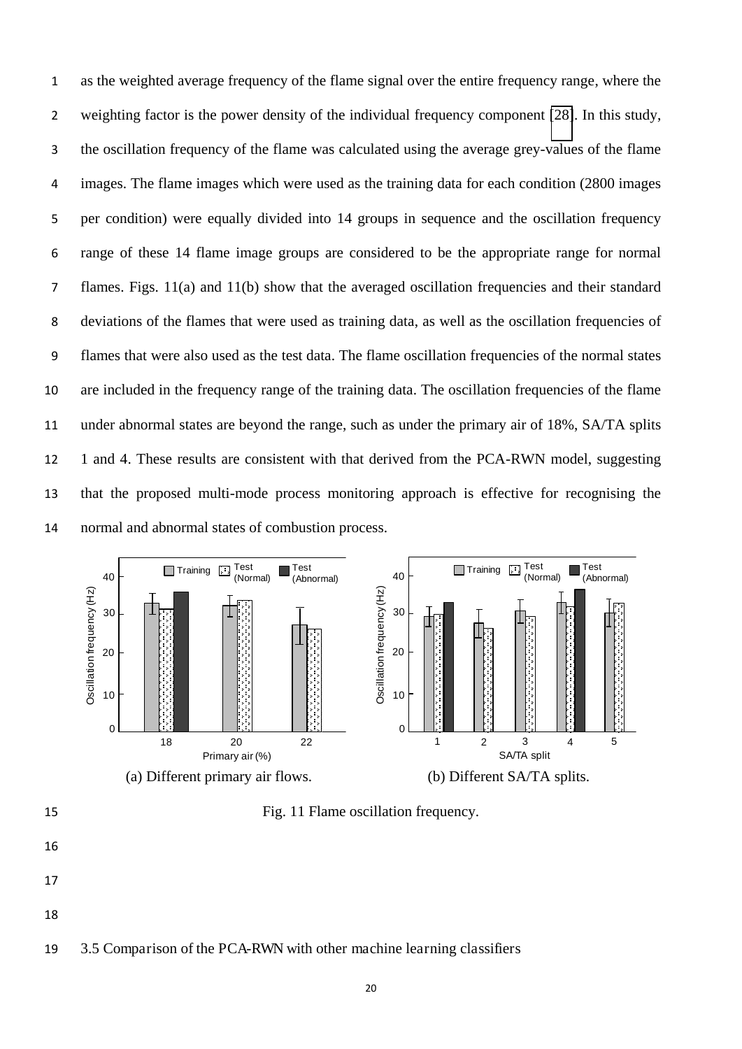as the weighted average frequency of the flame signal over the entire frequency range, where the weighting factor is the power density of the individual frequency component [28]. In this study, the oscillation frequency of the flame was calculated using the average grey-values of the flame images. The flame images which were used as the training data for each condition (2800 images per condition) were equally divided into 14 groups in sequence and the oscillation frequency range of these 14 flame image groups are considered to be the appropriate range for normal flames. Figs. 11(a) and 11(b) show that the averaged oscillation frequencies and their standard deviations of the flames that were used as training data, as well as the oscillation frequencies of flames that were also used as the test data. The flame oscillation frequencies of the normal states are included in the frequency range of the training data. The oscillation frequencies of the flame under abnormal states are beyond the range, such as under the primary air of 18%, SA/TA splits 1 and 4. These results are consistent with that derived from the PCA-RWN model, suggesting that the proposed multi-mode process monitoring approach is effective for recognising the normal and abnormal states of combustion process.

(a) Different primary air flows.

(b) Different SA/TA splits.

Fig. 11 Flame oscillation frequency.

3.5 Comparison of the PCA-RWN with other machine learning classifiers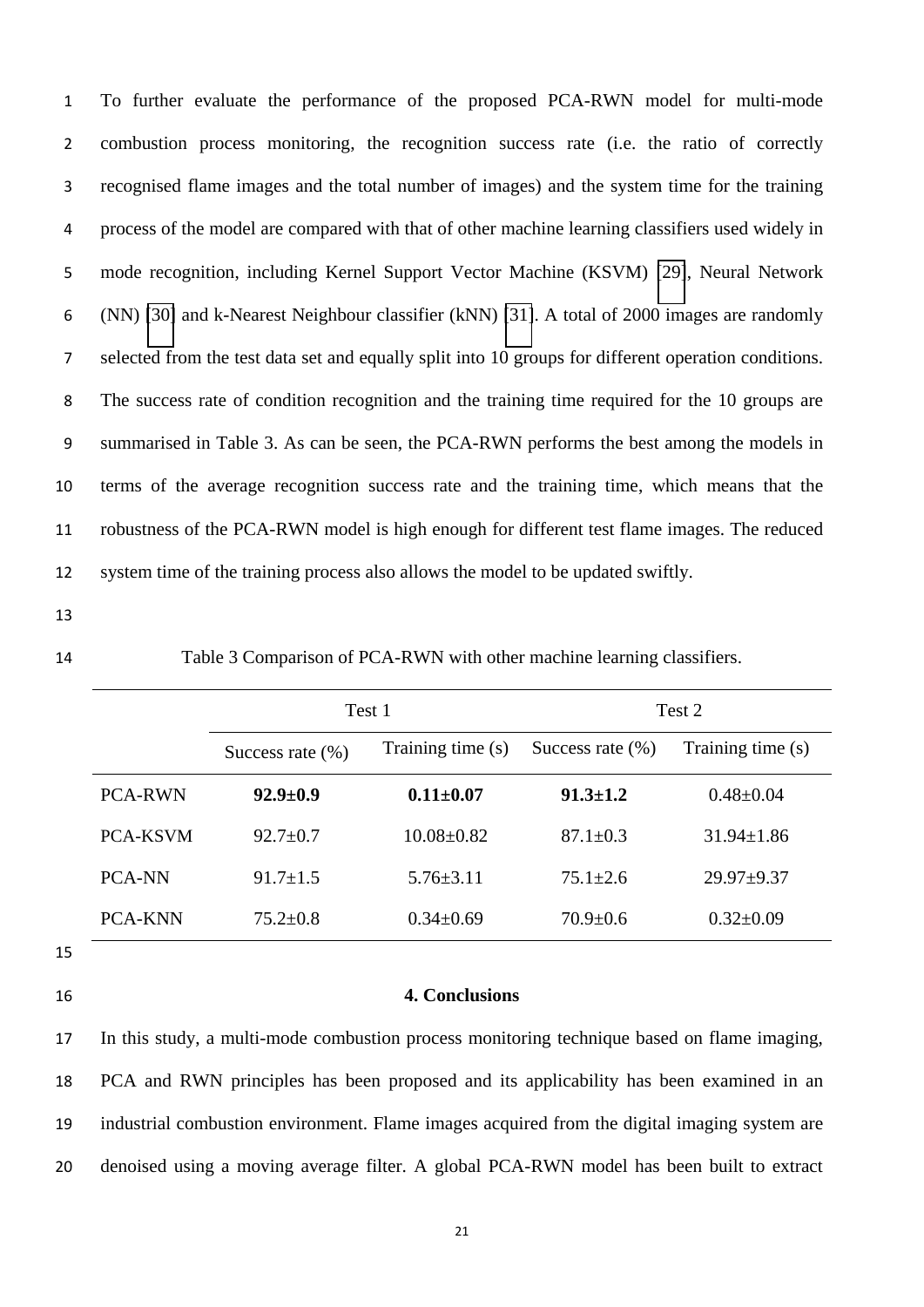To further evaluate the performance of the proposed PCA-RWN model for multi-mode combustion process monitoring, the recognition success rate (i.e. the ratio of correctly recognised flame images and the total number of images) and the system time for the training process of the model are compared with that of other machine learning classifiers used widely in mode recognition, including Kernel Support Vector Machine (KSVM) [29], Neural Network (NN) [30] and k-Nearest Neighbour classifier (kNN) [31]. A total of 2000 images are randomly selected from the test data set and equally split into 10 groups for different operation conditions. The success rate of condition recognition and the training time required for the 10 groups are summarised in Table 3. As can be seen, the PCA-RWN performs the best among the models in terms of the average recognition success rate and the training time, which means that the robustness of the PCA-RWN model is high enough for different test flame images. The reduced system time of the training process also allows the model to be updated swiftly.

Table 3 Comparison of PCA-RWN with other machine learning classifiers.

| | Test 1 | | Test 2 | |
|---|---|---|---|---|
| | Success rate (%) | Training time (s) | Success rate (%) | Training time (s) |
| PCA-RWN | **92.9±0.9** | **0.11±0.07** | **91.3±1.2** | 0.48±0.04 |
| PCA-KSVM | 92.7±0.7 | 10.08±0.82 | 87.1±0.3 | 31.94±1.86 |
| PCA-NN | 91.7±1.5 | 5.76±3.11 | 75.1±2.6 | 29.97±9.37 |
| PCA-KNN | 75.2±0.8 | 0.34±0.69 | 70.9±0.6 | 0.32±0.09 |

## 4. Conclusions

In this study, a multi-mode combustion process monitoring technique based on flame imaging, PCA and RWN principles has been proposed and its applicability has been examined in an industrial combustion environment. Flame images acquired from the digital imaging system are denoised using a moving average filter. A global PCA-RWN model has been built to extract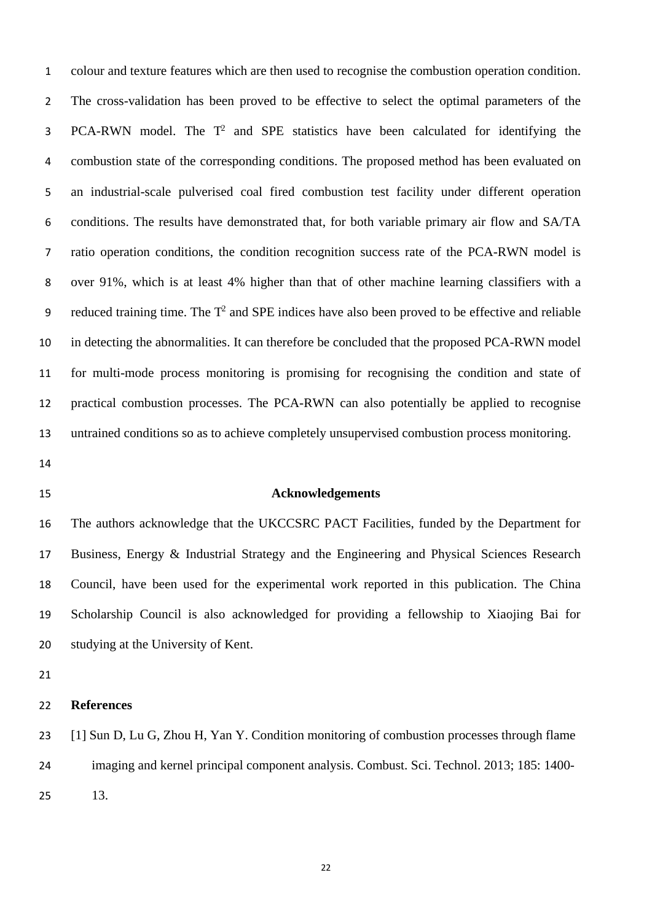colour and texture features which are then used to recognise the combustion operation condition. The cross-validation has been proved to be effective to select the optimal parameters of the PCA-RWN model. The $T^2$ and SPE statistics have been calculated for identifying the combustion state of the corresponding conditions. The proposed method has been evaluated on an industrial-scale pulverised coal fired combustion test facility under different operation conditions. The results have demonstrated that, for both variable primary air flow and SA/TA ratio operation conditions, the condition recognition success rate of the PCA-RWN model is over 91%, which is at least 4% higher than that of other machine learning classifiers with a reduced training time. The $T^2$ and SPE indices have also been proved to be effective and reliable in detecting the abnormalities. It can therefore be concluded that the proposed PCA-RWN model for multi-mode process monitoring is promising for recognising the condition and state of practical combustion processes. The PCA-RWN can also potentially be applied to recognise untrained conditions so as to achieve completely unsupervised combustion process monitoring.

## Acknowledgements

The authors acknowledge that the UKCCSRC PACT Facilities, funded by the Department for Business, Energy & Industrial Strategy and the Engineering and Physical Sciences Research Council, have been used for the experimental work reported in this publication. The China Scholarship Council is also acknowledged for providing a fellowship to Xiaojing Bai for studying at the University of Kent.

## References

[1] Sun D, Lu G, Zhou H, Yan Y. Condition monitoring of combustion processes through flame imaging and kernel principal component analysis. Combust. Sci. Technol. 2013; 185: 1400-13.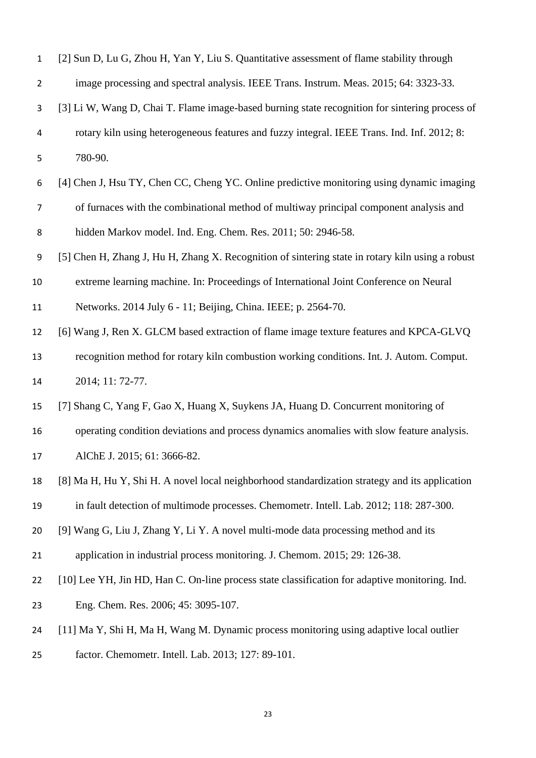[2] Sun D, Lu G, Zhou H, Yan Y, Liu S. Quantitative assessment of flame stability through image processing and spectral analysis. IEEE Trans. Instrum. Meas. 2015; 64: 3323-33.

[3] Li W, Wang D, Chai T. Flame image-based burning state recognition for sintering process of rotary kiln using heterogeneous features and fuzzy integral. IEEE Trans. Ind. Inf. 2012; 8: 780-90.

[4] Chen J, Hsu TY, Chen CC, Cheng YC. Online predictive monitoring using dynamic imaging of furnaces with the combinational method of multiway principal component analysis and hidden Markov model. Ind. Eng. Chem. Res. 2011; 50: 2946-58.

[5] Chen H, Zhang J, Hu H, Zhang X. Recognition of sintering state in rotary kiln using a robust extreme learning machine. In: Proceedings of International Joint Conference on Neural Networks. 2014 July 6 - 11; Beijing, China. IEEE; p. 2564-70.

[6] Wang J, Ren X. GLCM based extraction of flame image texture features and KPCA-GLVQ recognition method for rotary kiln combustion working conditions. Int. J. Autom. Comput. 2014; 11: 72-77.

[7] Shang C, Yang F, Gao X, Huang X, Suykens JA, Huang D. Concurrent monitoring of operating condition deviations and process dynamics anomalies with slow feature analysis. AIChE J. 2015; 61: 3666-82.

[8] Ma H, Hu Y, Shi H. A novel local neighborhood standardization strategy and its application in fault detection of multimode processes. Chemometr. Intell. Lab. 2012; 118: 287-300.

[9] Wang G, Liu J, Zhang Y, Li Y. A novel multi-mode data processing method and its application in industrial process monitoring. J. Chemom. 2015; 29: 126-38.

[10] Lee YH, Jin HD, Han C. On-line process state classification for adaptive monitoring. Ind. Eng. Chem. Res. 2006; 45: 3095-107.

[11] Ma Y, Shi H, Ma H, Wang M. Dynamic process monitoring using adaptive local outlier factor. Chemometr. Intell. Lab. 2013; 127: 89-101.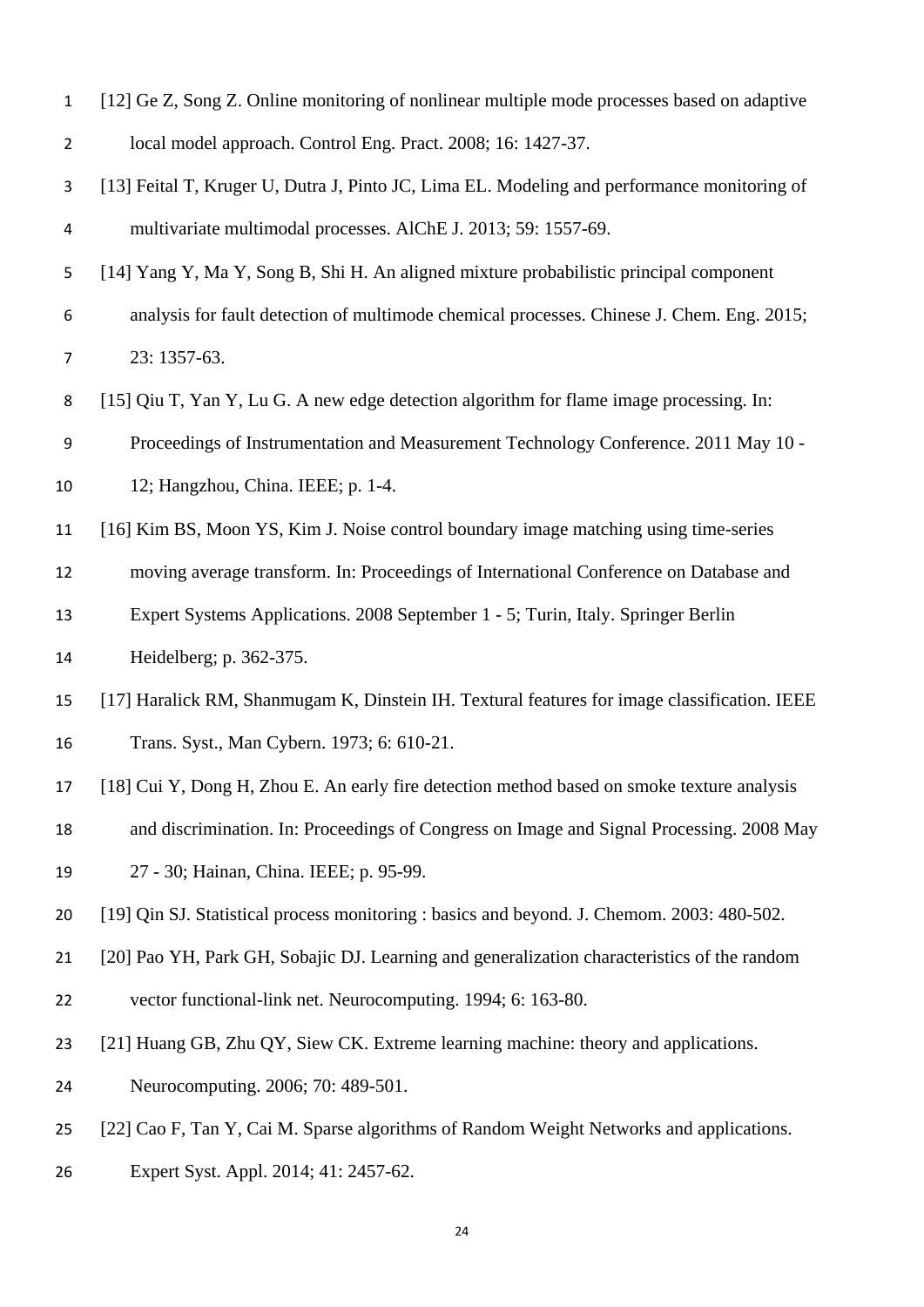[12] Ge Z, Song Z. Online monitoring of nonlinear multiple mode processes based on adaptive local model approach. Control Eng. Pract. 2008; 16: 1427-37.

[13] Feital T, Kruger U, Dutra J, Pinto JC, Lima EL. Modeling and performance monitoring of multivariate multimodal processes. AIChE J. 2013; 59: 1557-69.

[14] Yang Y, Ma Y, Song B, Shi H. An aligned mixture probabilistic principal component analysis for fault detection of multimode chemical processes. Chinese J. Chem. Eng. 2015; 23: 1357-63.

[15] Qiu T, Yan Y, Lu G. A new edge detection algorithm for flame image processing. In: Proceedings of Instrumentation and Measurement Technology Conference. 2011 May 10 - 12; Hangzhou, China. IEEE; p. 1-4.

[16] Kim BS, Moon YS, Kim J. Noise control boundary image matching using time-series moving average transform. In: Proceedings of International Conference on Database and Expert Systems Applications. 2008 September 1 - 5; Turin, Italy. Springer Berlin Heidelberg; p. 362-375.

[17] Haralick RM, Shanmugam K, Dinstein IH. Textural features for image classification. IEEE Trans. Syst., Man Cybern. 1973; 6: 610-21.

[18] Cui Y, Dong H, Zhou E. An early fire detection method based on smoke texture analysis and discrimination. In: Proceedings of Congress on Image and Signal Processing. 2008 May 27 - 30; Hainan, China. IEEE; p. 95-99.

[19] Qin SJ. Statistical process monitoring : basics and beyond. J. Chemom. 2003: 480-502.

[20] Pao YH, Park GH, Sobajic DJ. Learning and generalization characteristics of the random vector functional-link net. Neurocomputing. 1994; 6: 163-80.

[21] Huang GB, Zhu QY, Siew CK. Extreme learning machine: theory and applications. Neurocomputing. 2006; 70: 489-501.

[22] Cao F, Tan Y, Cai M. Sparse algorithms of Random Weight Networks and applications. Expert Syst. Appl. 2014; 41: 2457-62.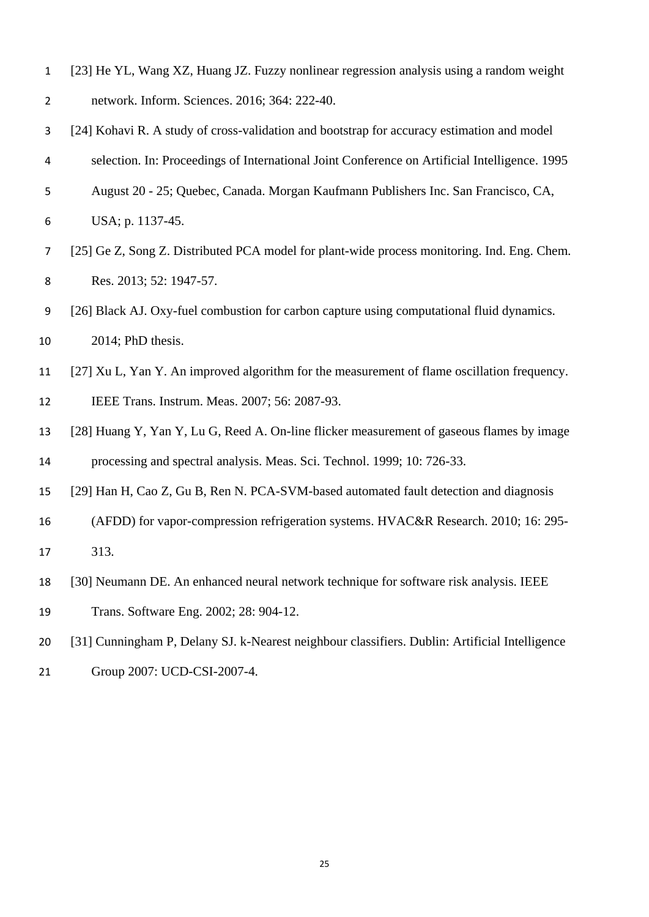[23] He YL, Wang XZ, Huang JZ. Fuzzy nonlinear regression analysis using a random weight network. Inform. Sciences. 2016; 364: 222-40.

[24] Kohavi R. A study of cross-validation and bootstrap for accuracy estimation and model selection. In: Proceedings of International Joint Conference on Artificial Intelligence. 1995 August 20 - 25; Quebec, Canada. Morgan Kaufmann Publishers Inc. San Francisco, CA, USA; p. 1137-45.

[25] Ge Z, Song Z. Distributed PCA model for plant-wide process monitoring. Ind. Eng. Chem. Res. 2013; 52: 1947-57.

[26] Black AJ. Oxy-fuel combustion for carbon capture using computational fluid dynamics. 2014; PhD thesis.

[27] Xu L, Yan Y. An improved algorithm for the measurement of flame oscillation frequency. IEEE Trans. Instrum. Meas. 2007; 56: 2087-93.

[28] Huang Y, Yan Y, Lu G, Reed A. On-line flicker measurement of gaseous flames by image processing and spectral analysis. Meas. Sci. Technol. 1999; 10: 726-33.

[29] Han H, Cao Z, Gu B, Ren N. PCA-SVM-based automated fault detection and diagnosis (AFDD) for vapor-compression refrigeration systems. HVAC&R Research. 2010; 16: 295-313.

[30] Neumann DE. An enhanced neural network technique for software risk analysis. IEEE Trans. Software Eng. 2002; 28: 904-12.

[31] Cunningham P, Delany SJ. k-Nearest neighbour classifiers. Dublin: Artificial Intelligence Group 2007: UCD-CSI-2007-4.